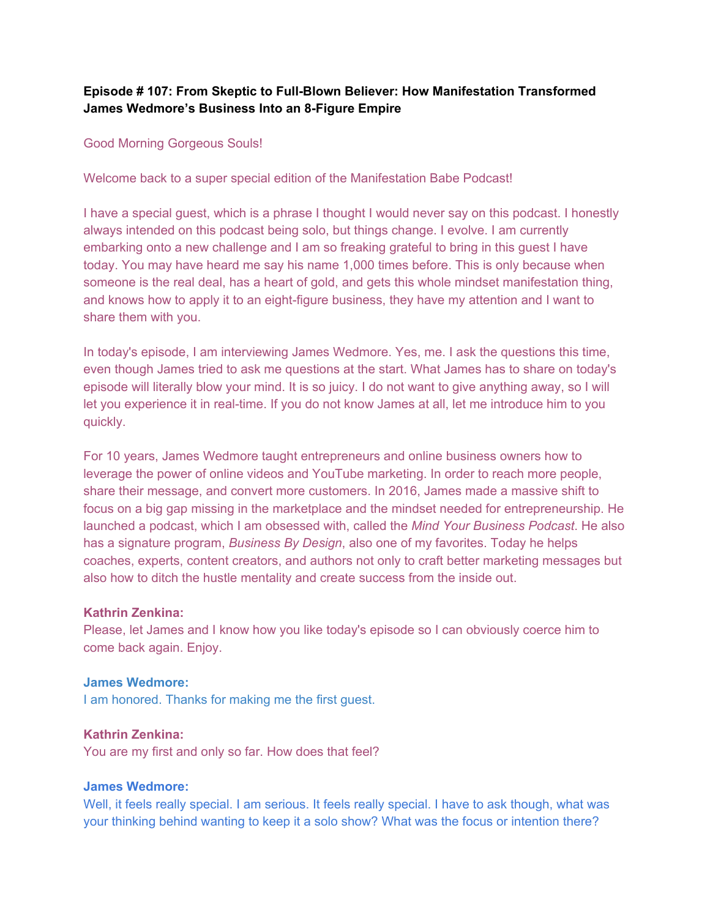**Episode # 107: From Skeptic to Full-Blown Believer: How Manifestation Transformed James Wedmore's Business Into an 8-Figure Empire**

Good Morning Gorgeous Souls!

Welcome back to a super special edition of the Manifestation Babe Podcast!

I have a special guest, which is a phrase I thought I would never say on this podcast. I honestly always intended on this podcast being solo, but things change. I evolve. I am currently embarking onto a new challenge and I am so freaking grateful to bring in this guest I have today. You may have heard me say his name 1,000 times before. This is only because when someone is the real deal, has a heart of gold, and gets this whole mindset manifestation thing, and knows how to apply it to an eight-figure business, they have my attention and I want to share them with you.

In today's episode, I am interviewing James Wedmore. Yes, me. I ask the questions this time, even though James tried to ask me questions at the start. What James has to share on today's episode will literally blow your mind. It is so juicy. I do not want to give anything away, so I will let you experience it in real-time. If you do not know James at all, let me introduce him to you quickly.

For 10 years, James Wedmore taught entrepreneurs and online business owners how to leverage the power of online videos and YouTube marketing. In order to reach more people, share their message, and convert more customers. In 2016, James made a massive shift to focus on a big gap missing in the marketplace and the mindset needed for entrepreneurship. He launched a podcast, which I am obsessed with, called the *Mind Your Business Podcast*. He also has a signature program, *Business By Design*, also one of my favorites. Today he helps coaches, experts, content creators, and authors not only to craft better marketing messages but also how to ditch the hustle mentality and create success from the inside out.

**Kathrin Zenkina:**
Please, let James and I know how you like today's episode so I can obviously coerce him to come back again. Enjoy.

**James Wedmore:**
I am honored. Thanks for making me the first guest.

**Kathrin Zenkina:**
You are my first and only so far. How does that feel?

**James Wedmore:**
Well, it feels really special. I am serious. It feels really special. I have to ask though, what was your thinking behind wanting to keep it a solo show? What was the focus or intention there?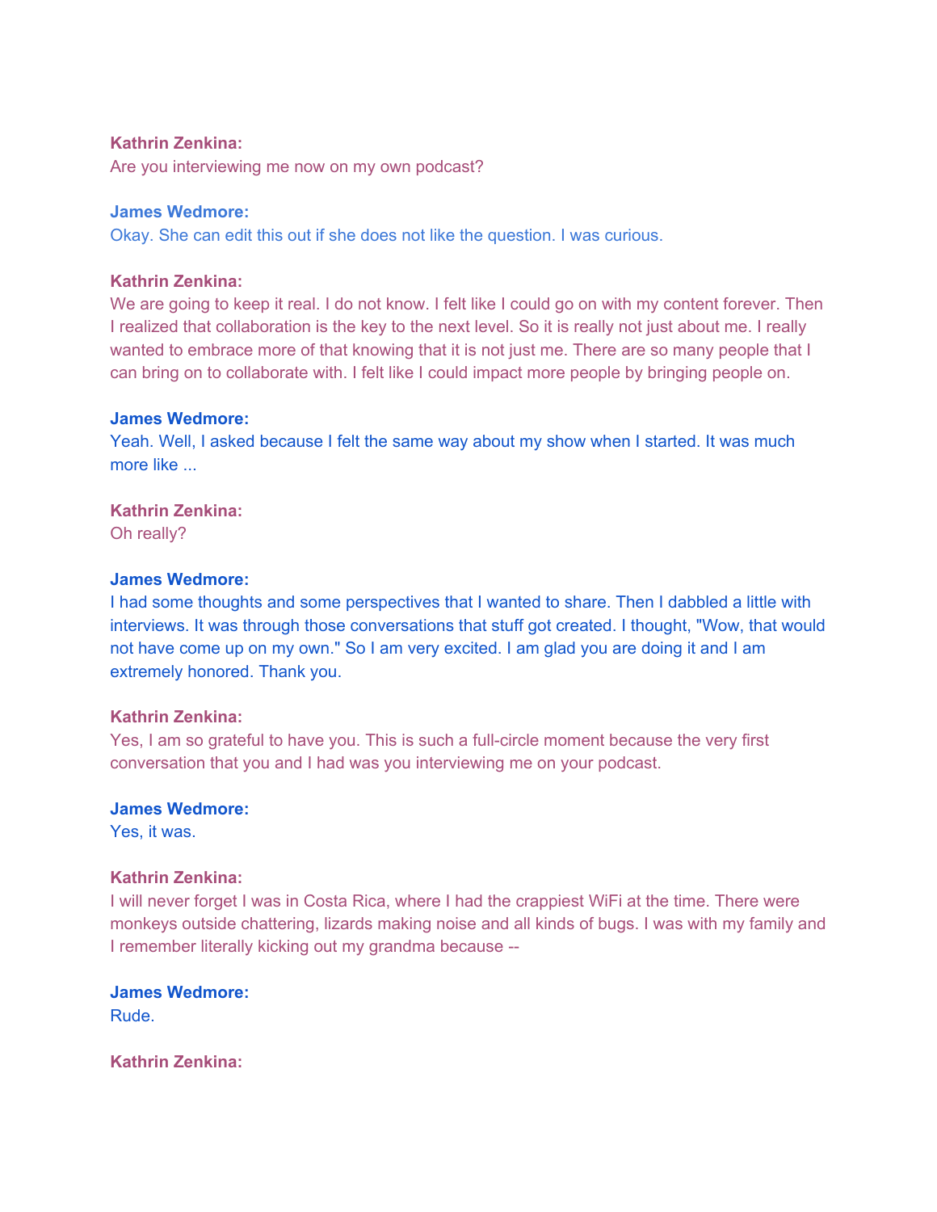**Kathrin Zenkina:**
Are you interviewing me now on my own podcast?

**James Wedmore:**
Okay. She can edit this out if she does not like the question. I was curious.

**Kathrin Zenkina:**
We are going to keep it real. I do not know. I felt like I could go on with my content forever. Then I realized that collaboration is the key to the next level. So it is really not just about me. I really wanted to embrace more of that knowing that it is not just me. There are so many people that I can bring on to collaborate with. I felt like I could impact more people by bringing people on.

**James Wedmore:**
Yeah. Well, I asked because I felt the same way about my show when I started. It was much more like ...

**Kathrin Zenkina:**
Oh really?

**James Wedmore:**
I had some thoughts and some perspectives that I wanted to share. Then I dabbled a little with interviews. It was through those conversations that stuff got created. I thought, "Wow, that would not have come up on my own." So I am very excited. I am glad you are doing it and I am extremely honored. Thank you.

**Kathrin Zenkina:**
Yes, I am so grateful to have you. This is such a full-circle moment because the very first conversation that you and I had was you interviewing me on your podcast.

**James Wedmore:**
Yes, it was.

**Kathrin Zenkina:**
I will never forget I was in Costa Rica, where I had the crappiest WiFi at the time. There were monkeys outside chattering, lizards making noise and all kinds of bugs. I was with my family and I remember literally kicking out my grandma because --

**James Wedmore:**
Rude.

**Kathrin Zenkina:**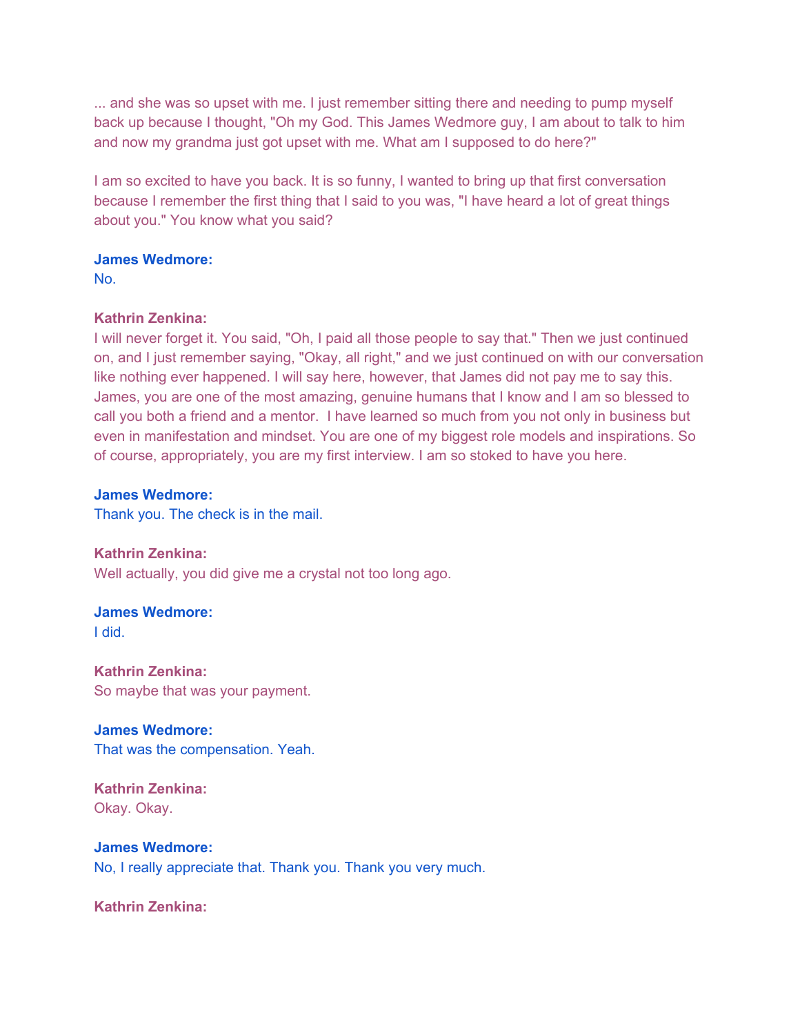... and she was so upset with me. I just remember sitting there and needing to pump myself back up because I thought, "Oh my God. This James Wedmore guy, I am about to talk to him and now my grandma just got upset with me. What am I supposed to do here?"

I am so excited to have you back. It is so funny, I wanted to bring up that first conversation because I remember the first thing that I said to you was, "I have heard a lot of great things about you." You know what you said?

**James Wedmore:**
No.

**Kathrin Zenkina:**
I will never forget it. You said, "Oh, I paid all those people to say that." Then we just continued on, and I just remember saying, "Okay, all right," and we just continued on with our conversation like nothing ever happened. I will say here, however, that James did not pay me to say this. James, you are one of the most amazing, genuine humans that I know and I am so blessed to call you both a friend and a mentor. I have learned so much from you not only in business but even in manifestation and mindset. You are one of my biggest role models and inspirations. So of course, appropriately, you are my first interview. I am so stoked to have you here.

**James Wedmore:**
Thank you. The check is in the mail.

**Kathrin Zenkina:**
Well actually, you did give me a crystal not too long ago.

**James Wedmore:**
I did.

**Kathrin Zenkina:**
So maybe that was your payment.

**James Wedmore:**
That was the compensation. Yeah.

**Kathrin Zenkina:**
Okay. Okay.

**James Wedmore:**
No, I really appreciate that. Thank you. Thank you very much.

**Kathrin Zenkina:**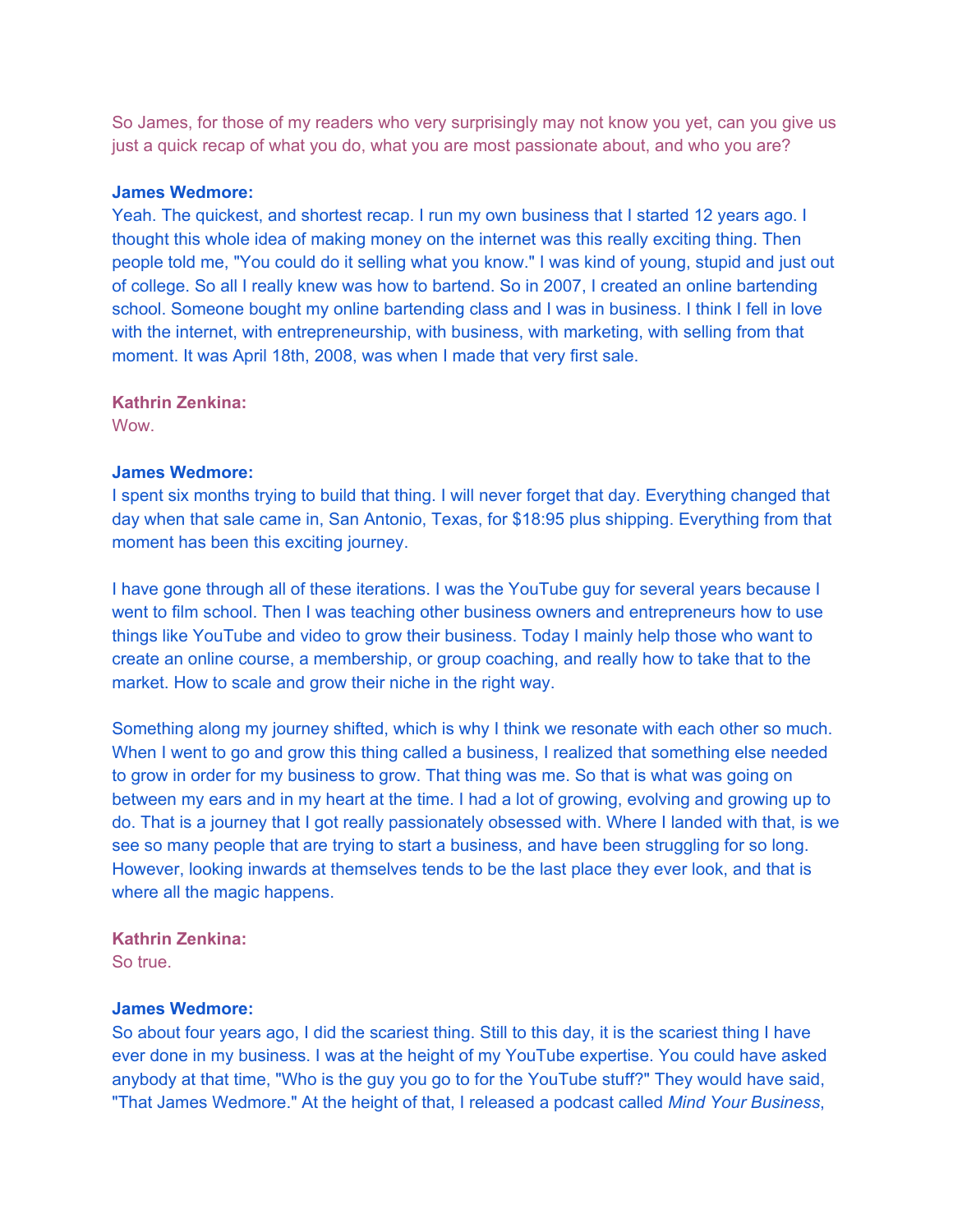So James, for those of my readers who very surprisingly may not know you yet, can you give us just a quick recap of what you do, what you are most passionate about, and who you are?

**James Wedmore:**
Yeah. The quickest, and shortest recap. I run my own business that I started 12 years ago. I thought this whole idea of making money on the internet was this really exciting thing. Then people told me, "You could do it selling what you know." I was kind of young, stupid and just out of college. So all I really knew was how to bartend. So in 2007, I created an online bartending school. Someone bought my online bartending class and I was in business. I think I fell in love with the internet, with entrepreneurship, with business, with marketing, with selling from that moment. It was April 18th, 2008, was when I made that very first sale.

**Kathrin Zenkina:**
Wow.

**James Wedmore:**
I spent six months trying to build that thing. I will never forget that day. Everything changed that day when that sale came in, San Antonio, Texas, for $18:95 plus shipping. Everything from that moment has been this exciting journey.

I have gone through all of these iterations. I was the YouTube guy for several years because I went to film school. Then I was teaching other business owners and entrepreneurs how to use things like YouTube and video to grow their business. Today I mainly help those who want to create an online course, a membership, or group coaching, and really how to take that to the market. How to scale and grow their niche in the right way.

Something along my journey shifted, which is why I think we resonate with each other so much. When I went to go and grow this thing called a business, I realized that something else needed to grow in order for my business to grow. That thing was me. So that is what was going on between my ears and in my heart at the time. I had a lot of growing, evolving and growing up to do. That is a journey that I got really passionately obsessed with. Where I landed with that, is we see so many people that are trying to start a business, and have been struggling for so long. However, looking inwards at themselves tends to be the last place they ever look, and that is where all the magic happens.

**Kathrin Zenkina:**
So true.

**James Wedmore:**
So about four years ago, I did the scariest thing. Still to this day, it is the scariest thing I have ever done in my business. I was at the height of my YouTube expertise. You could have asked anybody at that time, "Who is the guy you go to for the YouTube stuff?" They would have said, "That James Wedmore." At the height of that, I released a podcast called *Mind Your Business*,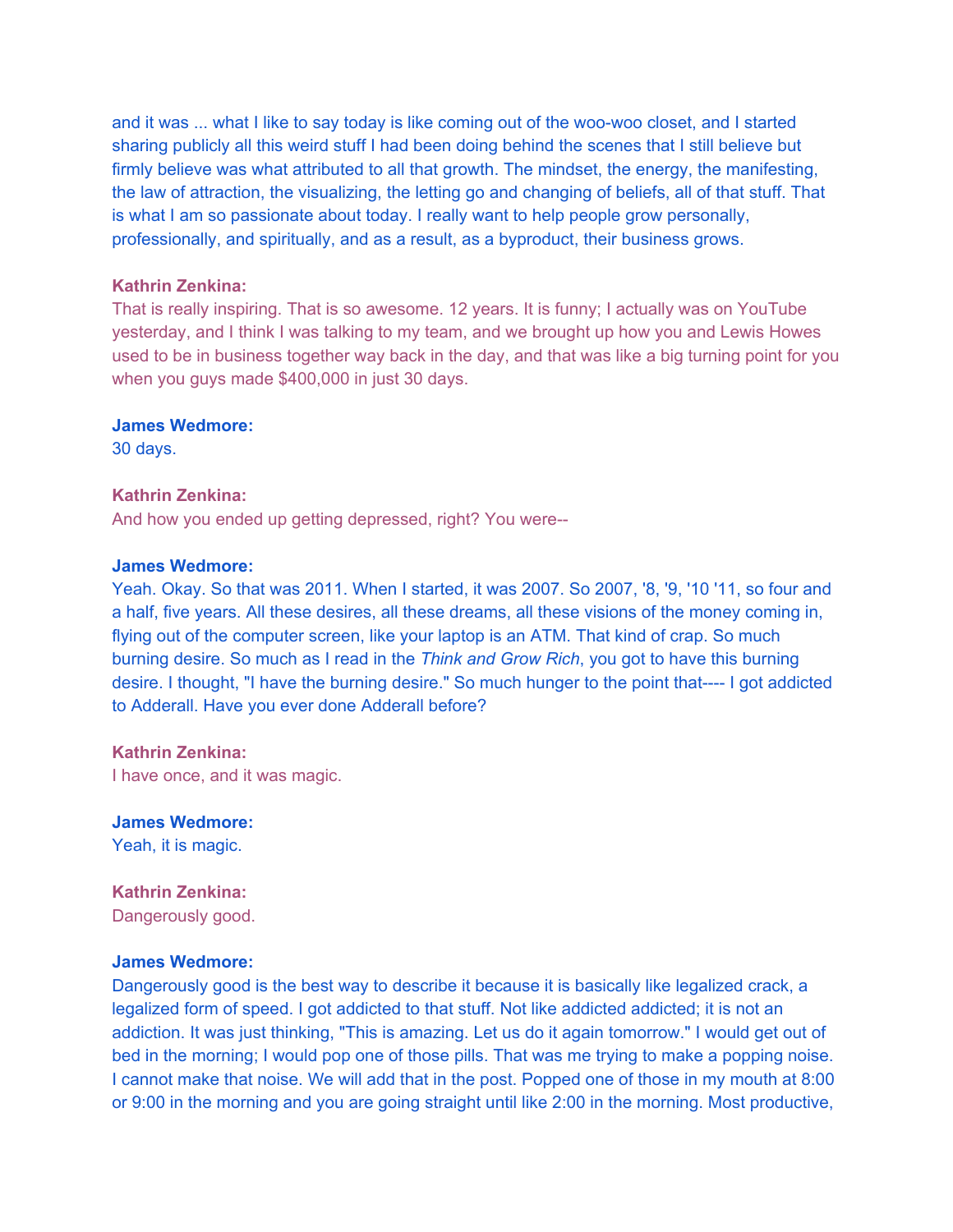and it was ... what I like to say today is like coming out of the woo-woo closet, and I started sharing publicly all this weird stuff I had been doing behind the scenes that I still believe but firmly believe was what attributed to all that growth. The mindset, the energy, the manifesting, the law of attraction, the visualizing, the letting go and changing of beliefs, all of that stuff. That is what I am so passionate about today. I really want to help people grow personally, professionally, and spiritually, and as a result, as a byproduct, their business grows.

**Kathrin Zenkina:**
That is really inspiring. That is so awesome. 12 years. It is funny; I actually was on YouTube yesterday, and I think I was talking to my team, and we brought up how you and Lewis Howes used to be in business together way back in the day, and that was like a big turning point for you when you guys made $400,000 in just 30 days.

**James Wedmore:**
30 days.

**Kathrin Zenkina:**
And how you ended up getting depressed, right? You were--

**James Wedmore:**
Yeah. Okay. So that was 2011. When I started, it was 2007. So 2007, '8, '9, '10 '11, so four and a half, five years. All these desires, all these dreams, all these visions of the money coming in, flying out of the computer screen, like your laptop is an ATM. That kind of crap. So much burning desire. So much as I read in the *Think and Grow Rich*, you got to have this burning desire. I thought, "I have the burning desire." So much hunger to the point that---- I got addicted to Adderall. Have you ever done Adderall before?

**Kathrin Zenkina:**
I have once, and it was magic.

**James Wedmore:**
Yeah, it is magic.

**Kathrin Zenkina:**
Dangerously good.

**James Wedmore:**
Dangerously good is the best way to describe it because it is basically like legalized crack, a legalized form of speed. I got addicted to that stuff. Not like addicted addicted; it is not an addiction. It was just thinking, "This is amazing. Let us do it again tomorrow." I would get out of bed in the morning; I would pop one of those pills. That was me trying to make a popping noise. I cannot make that noise. We will add that in the post. Popped one of those in my mouth at 8:00 or 9:00 in the morning and you are going straight until like 2:00 in the morning. Most productive,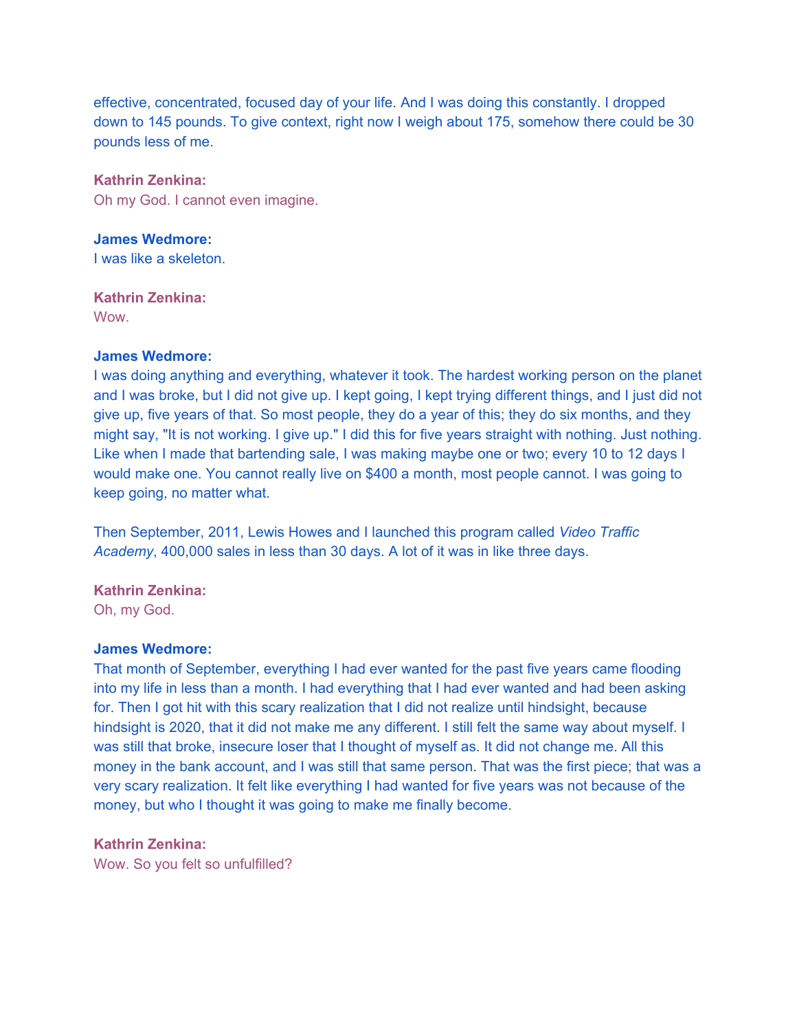effective, concentrated, focused day of your life. And I was doing this constantly. I dropped down to 145 pounds. To give context, right now I weigh about 175, somehow there could be 30 pounds less of me.

**Kathrin Zenkina:**
Oh my God. I cannot even imagine.

**James Wedmore:**
I was like a skeleton.

**Kathrin Zenkina:**
Wow.

**James Wedmore:**
I was doing anything and everything, whatever it took. The hardest working person on the planet and I was broke, but I did not give up. I kept going, I kept trying different things, and I just did not give up, five years of that. So most people, they do a year of this; they do six months, and they might say, "It is not working. I give up." I did this for five years straight with nothing. Just nothing. Like when I made that bartending sale, I was making maybe one or two; every 10 to 12 days I would make one. You cannot really live on $400 a month, most people cannot. I was going to keep going, no matter what.

Then September, 2011, Lewis Howes and I launched this program called *Video Traffic Academy*, 400,000 sales in less than 30 days. A lot of it was in like three days.

**Kathrin Zenkina:**
Oh, my God.

**James Wedmore:**
That month of September, everything I had ever wanted for the past five years came flooding into my life in less than a month. I had everything that I had ever wanted and had been asking for. Then I got hit with this scary realization that I did not realize until hindsight, because hindsight is 2020, that it did not make me any different. I still felt the same way about myself. I was still that broke, insecure loser that I thought of myself as. It did not change me. All this money in the bank account, and I was still that same person. That was the first piece; that was a very scary realization. It felt like everything I had wanted for five years was not because of the money, but who I thought it was going to make me finally become.

**Kathrin Zenkina:**
Wow. So you felt so unfulfilled?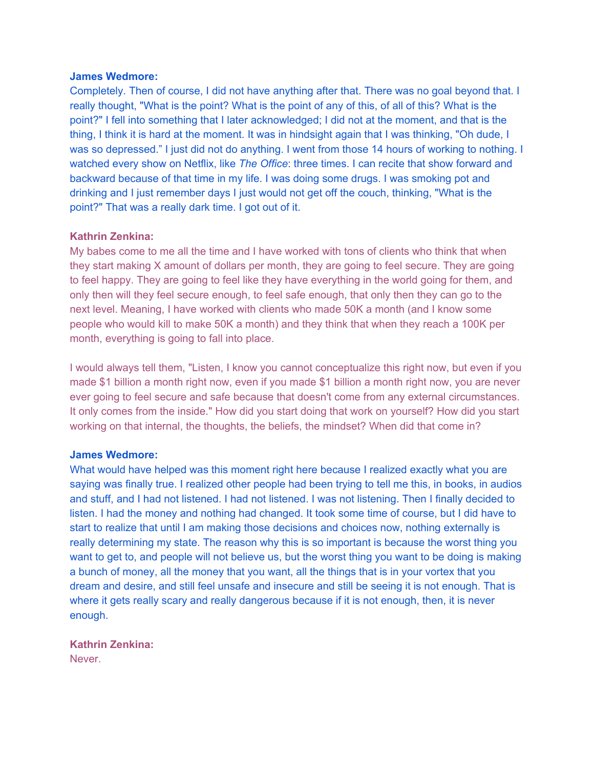**James Wedmore:**
Completely. Then of course, I did not have anything after that. There was no goal beyond that. I really thought, "What is the point? What is the point of any of this, of all of this? What is the point?" I fell into something that I later acknowledged; I did not at the moment, and that is the thing, I think it is hard at the moment. It was in hindsight again that I was thinking, "Oh dude, I was so depressed." I just did not do anything. I went from those 14 hours of working to nothing. I watched every show on Netflix, like *The Office*: three times. I can recite that show forward and backward because of that time in my life. I was doing some drugs. I was smoking pot and drinking and I just remember days I just would not get off the couch, thinking, "What is the point?" That was a really dark time. I got out of it.

**Kathrin Zenkina:**
My babes come to me all the time and I have worked with tons of clients who think that when they start making X amount of dollars per month, they are going to feel secure. They are going to feel happy. They are going to feel like they have everything in the world going for them, and only then will they feel secure enough, to feel safe enough, that only then they can go to the next level. Meaning, I have worked with clients who made 50K a month (and I know some people who would kill to make 50K a month) and they think that when they reach a 100K per month, everything is going to fall into place.

I would always tell them, "Listen, I know you cannot conceptualize this right now, but even if you made $1 billion a month right now, even if you made $1 billion a month right now, you are never ever going to feel secure and safe because that doesn't come from any external circumstances. It only comes from the inside." How did you start doing that work on yourself? How did you start working on that internal, the thoughts, the beliefs, the mindset? When did that come in?

**James Wedmore:**
What would have helped was this moment right here because I realized exactly what you are saying was finally true. I realized other people had been trying to tell me this, in books, in audios and stuff, and I had not listened. I had not listened. I was not listening. Then I finally decided to listen. I had the money and nothing had changed. It took some time of course, but I did have to start to realize that until I am making those decisions and choices now, nothing externally is really determining my state. The reason why this is so important is because the worst thing you want to get to, and people will not believe us, but the worst thing you want to be doing is making a bunch of money, all the money that you want, all the things that is in your vortex that you dream and desire, and still feel unsafe and insecure and still be seeing it is not enough. That is where it gets really scary and really dangerous because if it is not enough, then, it is never enough.

**Kathrin Zenkina:**
Never.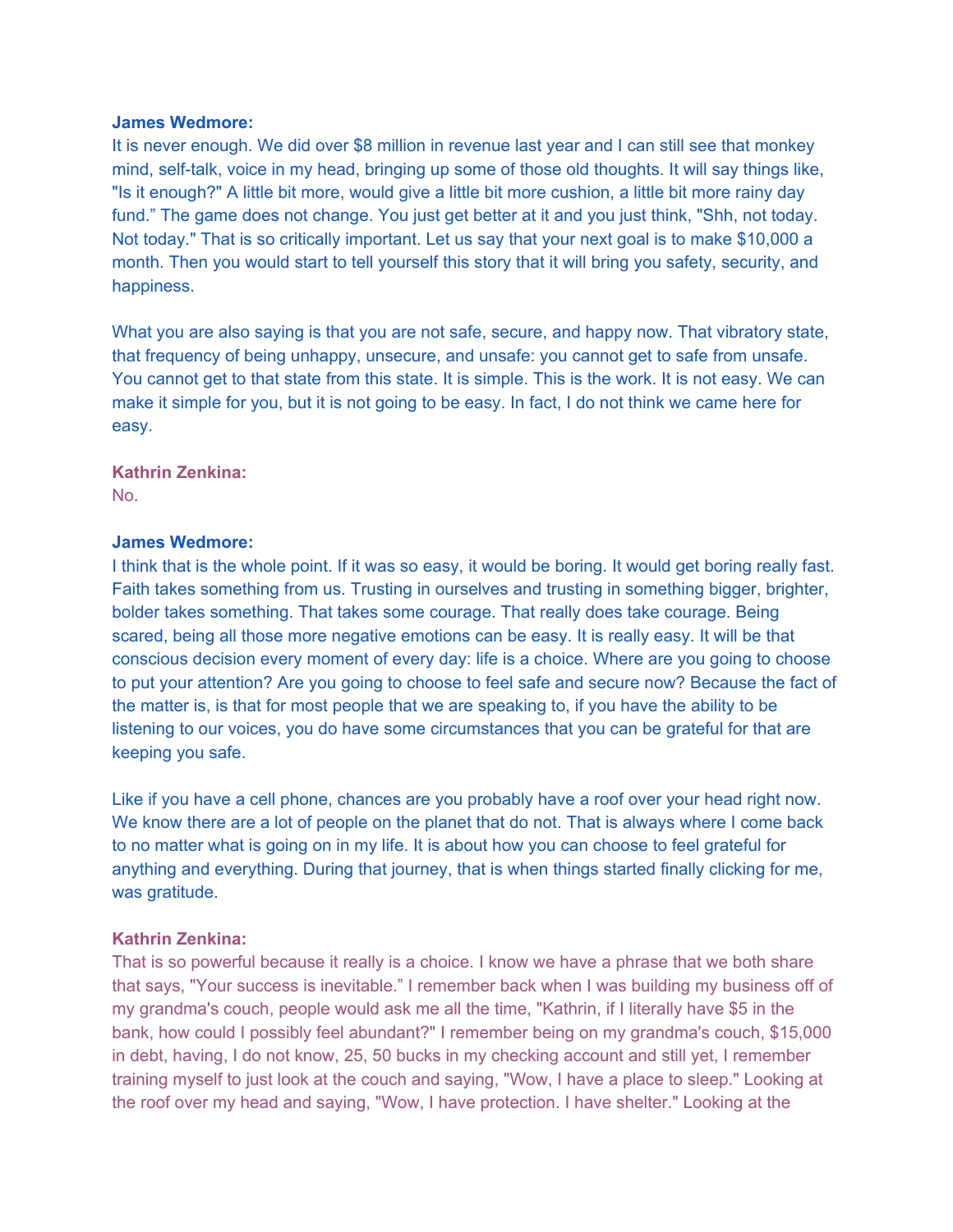**James Wedmore:**
It is never enough. We did over $8 million in revenue last year and I can still see that monkey mind, self-talk, voice in my head, bringing up some of those old thoughts. It will say things like, "Is it enough?" A little bit more, would give a little bit more cushion, a little bit more rainy day fund." The game does not change. You just get better at it and you just think, "Shh, not today. Not today." That is so critically important. Let us say that your next goal is to make $10,000 a month. Then you would start to tell yourself this story that it will bring you safety, security, and happiness.

What you are also saying is that you are not safe, secure, and happy now. That vibratory state, that frequency of being unhappy, unsecure, and unsafe: you cannot get to safe from unsafe. You cannot get to that state from this state. It is simple. This is the work. It is not easy. We can make it simple for you, but it is not going to be easy. In fact, I do not think we came here for easy.

**Kathrin Zenkina:**
No.

**James Wedmore:**
I think that is the whole point. If it was so easy, it would be boring. It would get boring really fast. Faith takes something from us. Trusting in ourselves and trusting in something bigger, brighter, bolder takes something. That takes some courage. That really does take courage. Being scared, being all those more negative emotions can be easy. It is really easy. It will be that conscious decision every moment of every day: life is a choice. Where are you going to choose to put your attention? Are you going to choose to feel safe and secure now? Because the fact of the matter is, is that for most people that we are speaking to, if you have the ability to be listening to our voices, you do have some circumstances that you can be grateful for that are keeping you safe.

Like if you have a cell phone, chances are you probably have a roof over your head right now. We know there are a lot of people on the planet that do not. That is always where I come back to no matter what is going on in my life. It is about how you can choose to feel grateful for anything and everything. During that journey, that is when things started finally clicking for me, was gratitude.

**Kathrin Zenkina:**
That is so powerful because it really is a choice. I know we have a phrase that we both share that says, "Your success is inevitable." I remember back when I was building my business off of my grandma's couch, people would ask me all the time, "Kathrin, if I literally have $5 in the bank, how could I possibly feel abundant?" I remember being on my grandma's couch, $15,000 in debt, having, I do not know, 25, 50 bucks in my checking account and still yet, I remember training myself to just look at the couch and saying, "Wow, I have a place to sleep." Looking at the roof over my head and saying, "Wow, I have protection. I have shelter." Looking at the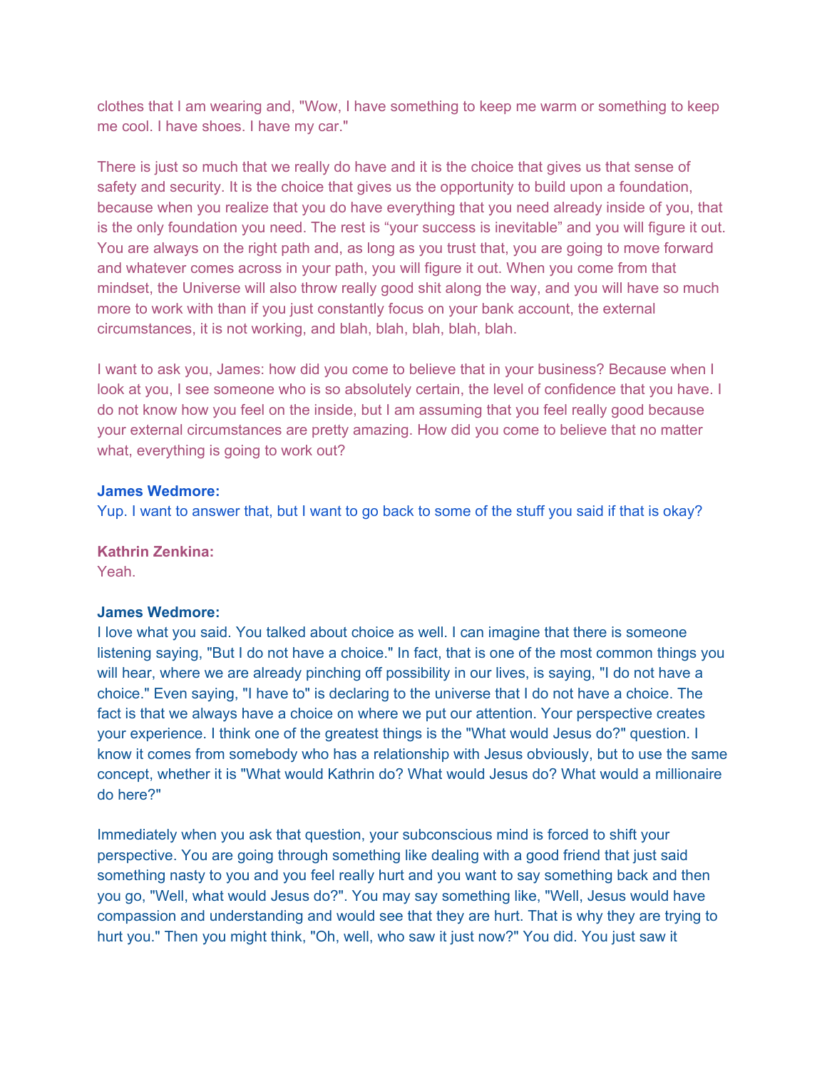clothes that I am wearing and, "Wow, I have something to keep me warm or something to keep me cool. I have shoes. I have my car."

There is just so much that we really do have and it is the choice that gives us that sense of safety and security. It is the choice that gives us the opportunity to build upon a foundation, because when you realize that you do have everything that you need already inside of you, that is the only foundation you need. The rest is "your success is inevitable" and you will figure it out. You are always on the right path and, as long as you trust that, you are going to move forward and whatever comes across in your path, you will figure it out. When you come from that mindset, the Universe will also throw really good shit along the way, and you will have so much more to work with than if you just constantly focus on your bank account, the external circumstances, it is not working, and blah, blah, blah, blah, blah.

I want to ask you, James: how did you come to believe that in your business? Because when I look at you, I see someone who is so absolutely certain, the level of confidence that you have. I do not know how you feel on the inside, but I am assuming that you feel really good because your external circumstances are pretty amazing. How did you come to believe that no matter what, everything is going to work out?

**James Wedmore:**
Yup. I want to answer that, but I want to go back to some of the stuff you said if that is okay?

**Kathrin Zenkina:**
Yeah.

**James Wedmore:**
I love what you said. You talked about choice as well. I can imagine that there is someone listening saying, "But I do not have a choice." In fact, that is one of the most common things you will hear, where we are already pinching off possibility in our lives, is saying, "I do not have a choice." Even saying, "I have to" is declaring to the universe that I do not have a choice. The fact is that we always have a choice on where we put our attention. Your perspective creates your experience. I think one of the greatest things is the "What would Jesus do?" question. I know it comes from somebody who has a relationship with Jesus obviously, but to use the same concept, whether it is "What would Kathrin do? What would Jesus do? What would a millionaire do here?"

Immediately when you ask that question, your subconscious mind is forced to shift your perspective. You are going through something like dealing with a good friend that just said something nasty to you and you feel really hurt and you want to say something back and then you go, "Well, what would Jesus do?". You may say something like, "Well, Jesus would have compassion and understanding and would see that they are hurt. That is why they are trying to hurt you." Then you might think, "Oh, well, who saw it just now?" You did. You just saw it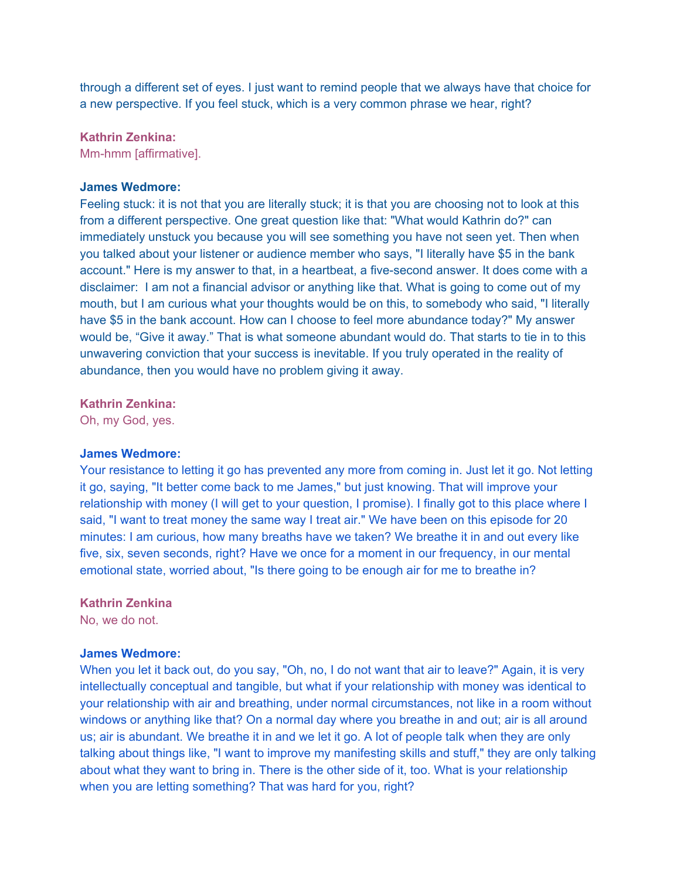through a different set of eyes. I just want to remind people that we always have that choice for a new perspective. If you feel stuck, which is a very common phrase we hear, right?

**Kathrin Zenkina:**
Mm-hmm [affirmative].

**James Wedmore:**
Feeling stuck: it is not that you are literally stuck; it is that you are choosing not to look at this from a different perspective. One great question like that: "What would Kathrin do?" can immediately unstuck you because you will see something you have not seen yet. Then when you talked about your listener or audience member who says, "I literally have $5 in the bank account." Here is my answer to that, in a heartbeat, a five-second answer. It does come with a disclaimer:  I am not a financial advisor or anything like that. What is going to come out of my mouth, but I am curious what your thoughts would be on this, to somebody who said, "I literally have $5 in the bank account. How can I choose to feel more abundance today?" My answer would be, "Give it away." That is what someone abundant would do. That starts to tie in to this unwavering conviction that your success is inevitable. If you truly operated in the reality of abundance, then you would have no problem giving it away.

**Kathrin Zenkina:**
Oh, my God, yes.

**James Wedmore:**
Your resistance to letting it go has prevented any more from coming in. Just let it go. Not letting it go, saying, "It better come back to me James," but just knowing. That will improve your relationship with money (I will get to your question, I promise). I finally got to this place where I said, "I want to treat money the same way I treat air." We have been on this episode for 20 minutes: I am curious, how many breaths have we taken? We breathe it in and out every like five, six, seven seconds, right? Have we once for a moment in our frequency, in our mental emotional state, worried about, "Is there going to be enough air for me to breathe in?

**Kathrin Zenkina**
No, we do not.

**James Wedmore:**
When you let it back out, do you say, "Oh, no, I do not want that air to leave?" Again, it is very intellectually conceptual and tangible, but what if your relationship with money was identical to your relationship with air and breathing, under normal circumstances, not like in a room without windows or anything like that? On a normal day where you breathe in and out; air is all around us; air is abundant. We breathe it in and we let it go. A lot of people talk when they are only talking about things like, "I want to improve my manifesting skills and stuff," they are only talking about what they want to bring in. There is the other side of it, too. What is your relationship when you are letting something? That was hard for you, right?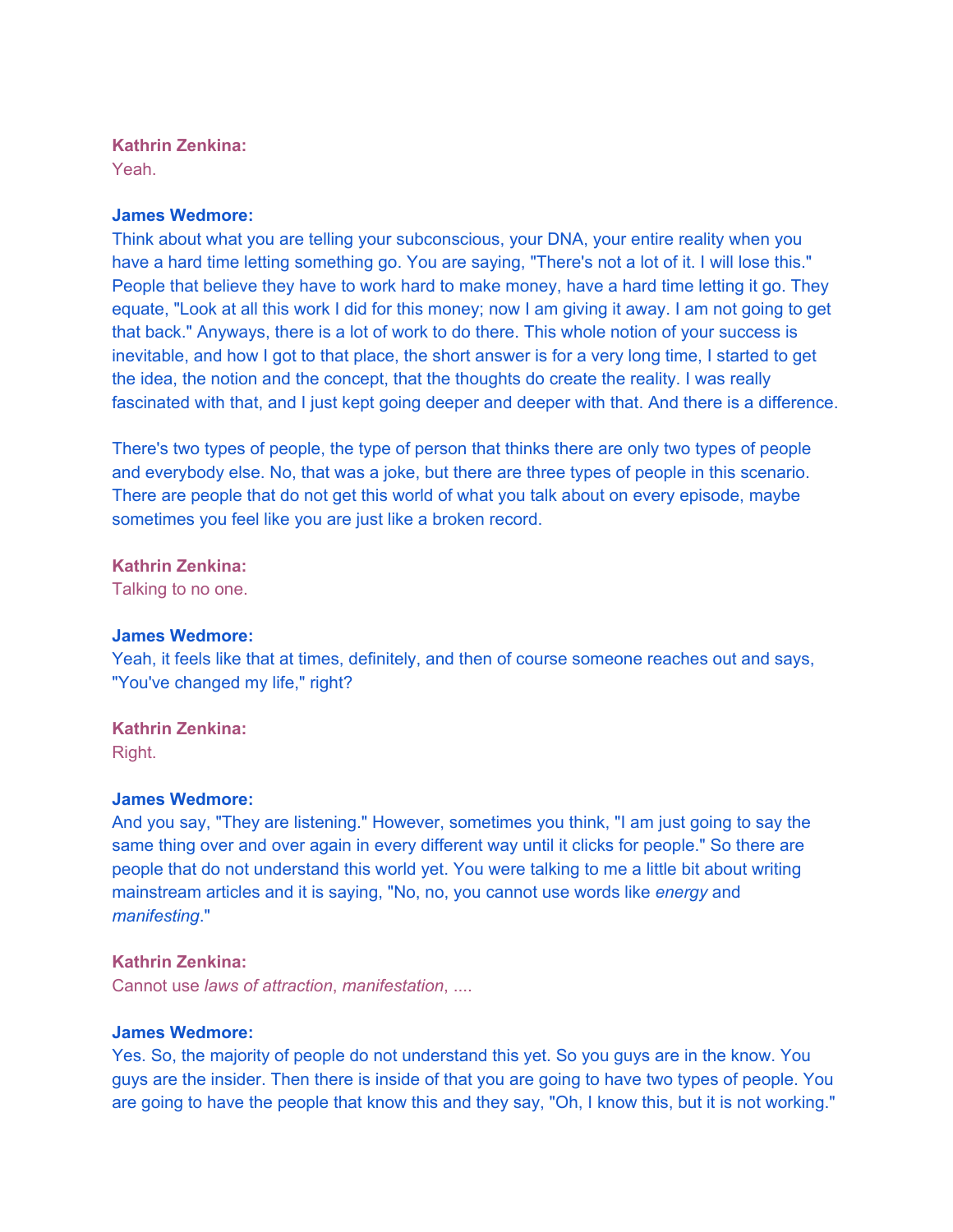**Kathrin Zenkina:**
Yeah.

**James Wedmore:**
Think about what you are telling your subconscious, your DNA, your entire reality when you have a hard time letting something go. You are saying, "There's not a lot of it. I will lose this." People that believe they have to work hard to make money, have a hard time letting it go. They equate, "Look at all this work I did for this money; now I am giving it away. I am not going to get that back." Anyways, there is a lot of work to do there. This whole notion of your success is inevitable, and how I got to that place, the short answer is for a very long time, I started to get the idea, the notion and the concept, that the thoughts do create the reality. I was really fascinated with that, and I just kept going deeper and deeper with that. And there is a difference.

There's two types of people, the type of person that thinks there are only two types of people and everybody else. No, that was a joke, but there are three types of people in this scenario. There are people that do not get this world of what you talk about on every episode, maybe sometimes you feel like you are just like a broken record.

**Kathrin Zenkina:**
Talking to no one.

**James Wedmore:**
Yeah, it feels like that at times, definitely, and then of course someone reaches out and says, "You've changed my life," right?

**Kathrin Zenkina:**
Right.

**James Wedmore:**
And you say, "They are listening." However, sometimes you think, "I am just going to say the same thing over and over again in every different way until it clicks for people." So there are people that do not understand this world yet. You were talking to me a little bit about writing mainstream articles and it is saying, "No, no, you cannot use words like *energy* and *manifesting*."

**Kathrin Zenkina:**
Cannot use *laws of attraction*, *manifestation*, ....

**James Wedmore:**
Yes. So, the majority of people do not understand this yet. So you guys are in the know. You guys are the insider. Then there is inside of that you are going to have two types of people. You are going to have the people that know this and they say, "Oh, I know this, but it is not working."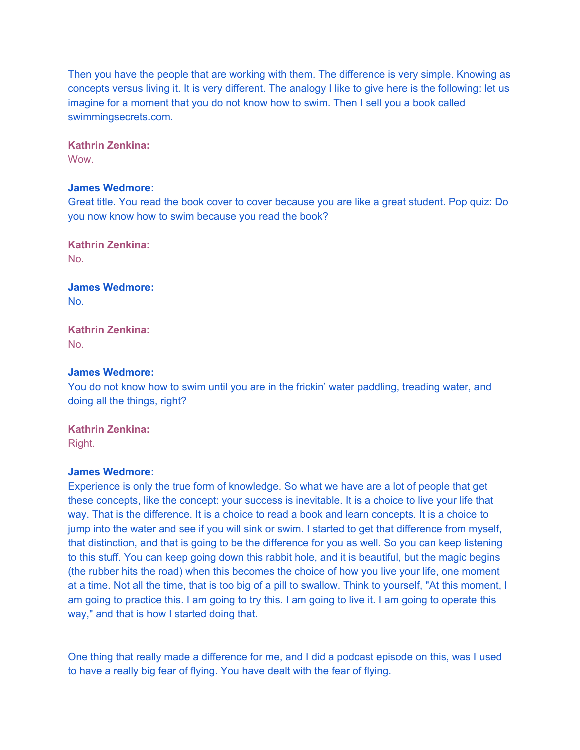Then you have the people that are working with them. The difference is very simple. Knowing as concepts versus living it. It is very different. The analogy I like to give here is the following: let us imagine for a moment that you do not know how to swim. Then I sell you a book called swimmingsecrets.com.

**Kathrin Zenkina:**
Wow.

**James Wedmore:**
Great title. You read the book cover to cover because you are like a great student. Pop quiz: Do you now know how to swim because you read the book?

**Kathrin Zenkina:**
No.

**James Wedmore:**
No.

**Kathrin Zenkina:**
No.

**James Wedmore:**
You do not know how to swim until you are in the frickin' water paddling, treading water, and doing all the things, right?

**Kathrin Zenkina:**
Right.

**James Wedmore:**
Experience is only the true form of knowledge. So what we have are a lot of people that get these concepts, like the concept: your success is inevitable. It is a choice to live your life that way. That is the difference. It is a choice to read a book and learn concepts. It is a choice to jump into the water and see if you will sink or swim. I started to get that difference from myself, that distinction, and that is going to be the difference for you as well. So you can keep listening to this stuff. You can keep going down this rabbit hole, and it is beautiful, but the magic begins (the rubber hits the road) when this becomes the choice of how you live your life, one moment at a time. Not all the time, that is too big of a pill to swallow. Think to yourself, "At this moment, I am going to practice this. I am going to try this. I am going to live it. I am going to operate this way," and that is how I started doing that.

One thing that really made a difference for me, and I did a podcast episode on this, was I used to have a really big fear of flying. You have dealt with the fear of flying.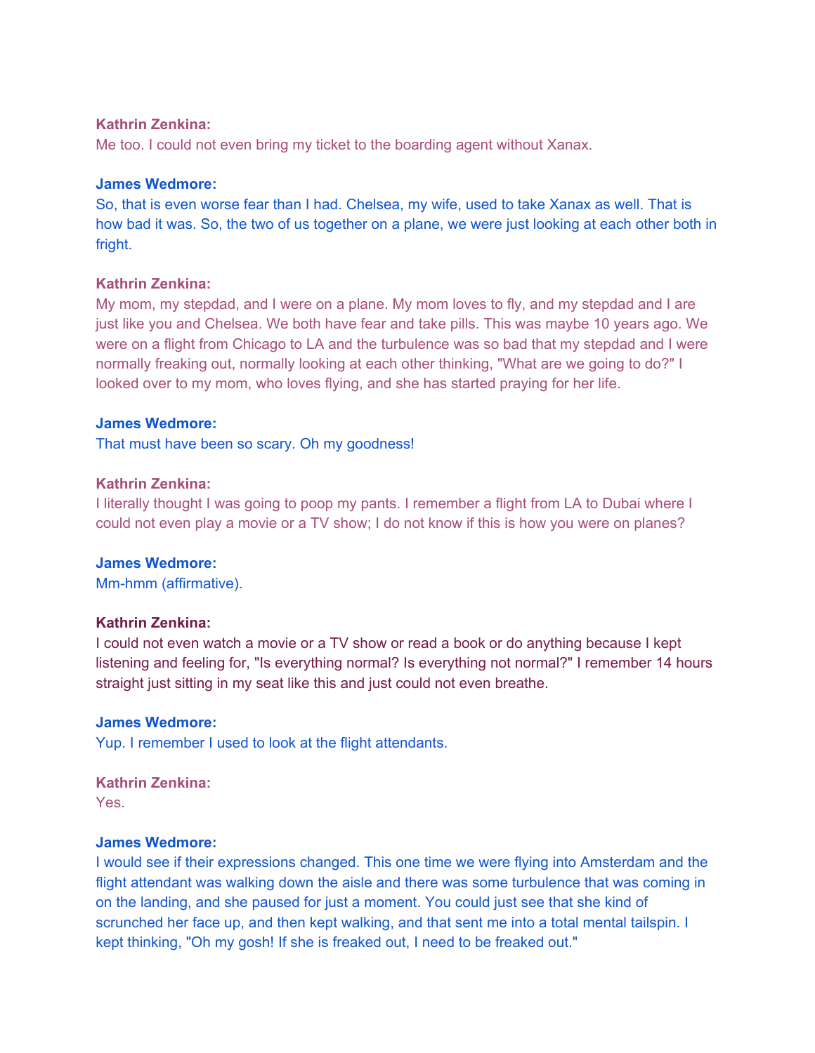**Kathrin Zenkina:**
Me too. I could not even bring my ticket to the boarding agent without Xanax.

**James Wedmore:**
So, that is even worse fear than I had. Chelsea, my wife, used to take Xanax as well. That is how bad it was. So, the two of us together on a plane, we were just looking at each other both in fright.

**Kathrin Zenkina:**
My mom, my stepdad, and I were on a plane. My mom loves to fly, and my stepdad and I are just like you and Chelsea. We both have fear and take pills. This was maybe 10 years ago. We were on a flight from Chicago to LA and the turbulence was so bad that my stepdad and I were normally freaking out, normally looking at each other thinking, "What are we going to do?" I looked over to my mom, who loves flying, and she has started praying for her life.

**James Wedmore:**
That must have been so scary. Oh my goodness!

**Kathrin Zenkina:**
I literally thought I was going to poop my pants. I remember a flight from LA to Dubai where I could not even play a movie or a TV show; I do not know if this is how you were on planes?

**James Wedmore:**
Mm-hmm (affirmative).

**Kathrin Zenkina:**
I could not even watch a movie or a TV show or read a book or do anything because I kept listening and feeling for, "Is everything normal? Is everything not normal?" I remember 14 hours straight just sitting in my seat like this and just could not even breathe.

**James Wedmore:**
Yup. I remember I used to look at the flight attendants.

**Kathrin Zenkina:**
Yes.

**James Wedmore:**
I would see if their expressions changed. This one time we were flying into Amsterdam and the flight attendant was walking down the aisle and there was some turbulence that was coming in on the landing, and she paused for just a moment. You could just see that she kind of scrunched her face up, and then kept walking, and that sent me into a total mental tailspin. I kept thinking, "Oh my gosh! If she is freaked out, I need to be freaked out."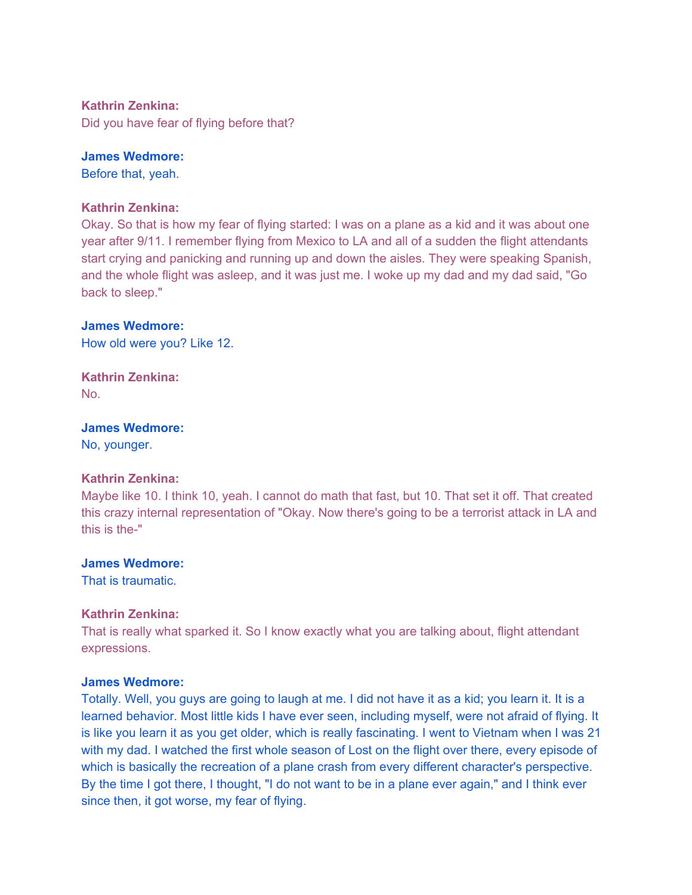**Kathrin Zenkina:**
Did you have fear of flying before that?

**James Wedmore:**
Before that, yeah.

**Kathrin Zenkina:**
Okay. So that is how my fear of flying started: I was on a plane as a kid and it was about one year after 9/11. I remember flying from Mexico to LA and all of a sudden the flight attendants start crying and panicking and running up and down the aisles. They were speaking Spanish, and the whole flight was asleep, and it was just me. I woke up my dad and my dad said, "Go back to sleep."

**James Wedmore:**
How old were you? Like 12.

**Kathrin Zenkina:**
No.

**James Wedmore:**
No, younger.

**Kathrin Zenkina:**
Maybe like 10. I think 10, yeah. I cannot do math that fast, but 10. That set it off. That created this crazy internal representation of "Okay. Now there's going to be a terrorist attack in LA and this is the-"

**James Wedmore:**
That is traumatic.

**Kathrin Zenkina:**
That is really what sparked it. So I know exactly what you are talking about, flight attendant expressions.

**James Wedmore:**
Totally. Well, you guys are going to laugh at me. I did not have it as a kid; you learn it. It is a learned behavior. Most little kids I have ever seen, including myself, were not afraid of flying. It is like you learn it as you get older, which is really fascinating. I went to Vietnam when I was 21 with my dad. I watched the first whole season of Lost on the flight over there, every episode of which is basically the recreation of a plane crash from every different character's perspective. By the time I got there, I thought, "I do not want to be in a plane ever again," and I think ever since then, it got worse, my fear of flying.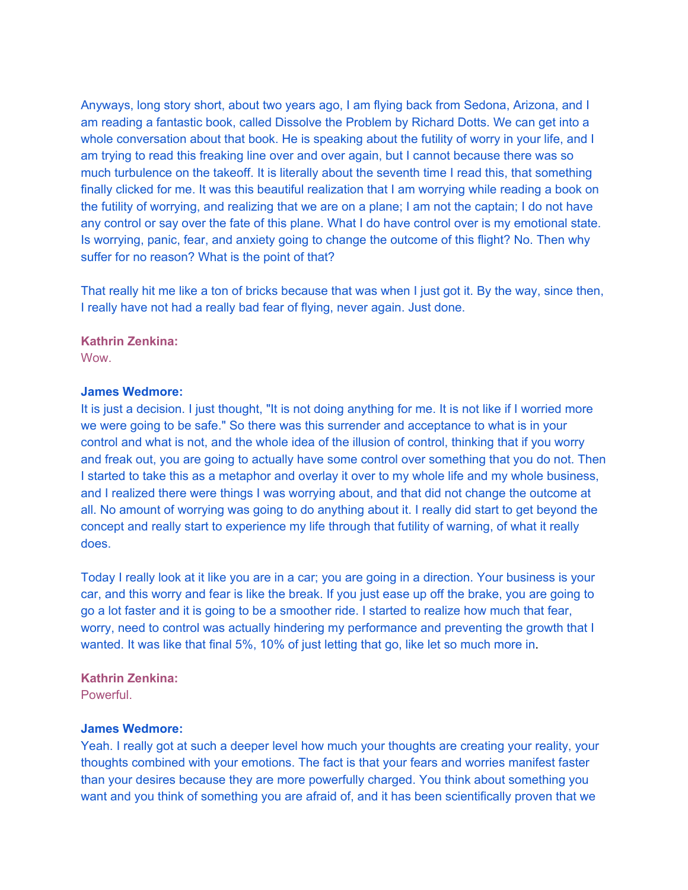Anyways, long story short, about two years ago, I am flying back from Sedona, Arizona, and I am reading a fantastic book, called Dissolve the Problem by Richard Dotts. We can get into a whole conversation about that book. He is speaking about the futility of worry in your life, and I am trying to read this freaking line over and over again, but I cannot because there was so much turbulence on the takeoff. It is literally about the seventh time I read this, that something finally clicked for me. It was this beautiful realization that I am worrying while reading a book on the futility of worrying, and realizing that we are on a plane; I am not the captain; I do not have any control or say over the fate of this plane. What I do have control over is my emotional state. Is worrying, panic, fear, and anxiety going to change the outcome of this flight? No. Then why suffer for no reason? What is the point of that?

That really hit me like a ton of bricks because that was when I just got it. By the way, since then, I really have not had a really bad fear of flying, never again. Just done.

**Kathrin Zenkina:**
Wow.

**James Wedmore:**
It is just a decision. I just thought, "It is not doing anything for me. It is not like if I worried more we were going to be safe." So there was this surrender and acceptance to what is in your control and what is not, and the whole idea of the illusion of control, thinking that if you worry and freak out, you are going to actually have some control over something that you do not. Then I started to take this as a metaphor and overlay it over to my whole life and my whole business, and I realized there were things I was worrying about, and that did not change the outcome at all. No amount of worrying was going to do anything about it. I really did start to get beyond the concept and really start to experience my life through that futility of warning, of what it really does.

Today I really look at it like you are in a car; you are going in a direction. Your business is your car, and this worry and fear is like the break. If you just ease up off the brake, you are going to go a lot faster and it is going to be a smoother ride. I started to realize how much that fear, worry, need to control was actually hindering my performance and preventing the growth that I wanted. It was like that final 5%, 10% of just letting that go, like let so much more in.

**Kathrin Zenkina:**
Powerful.

**James Wedmore:**
Yeah. I really got at such a deeper level how much your thoughts are creating your reality, your thoughts combined with your emotions. The fact is that your fears and worries manifest faster than your desires because they are more powerfully charged. You think about something you want and you think of something you are afraid of, and it has been scientifically proven that we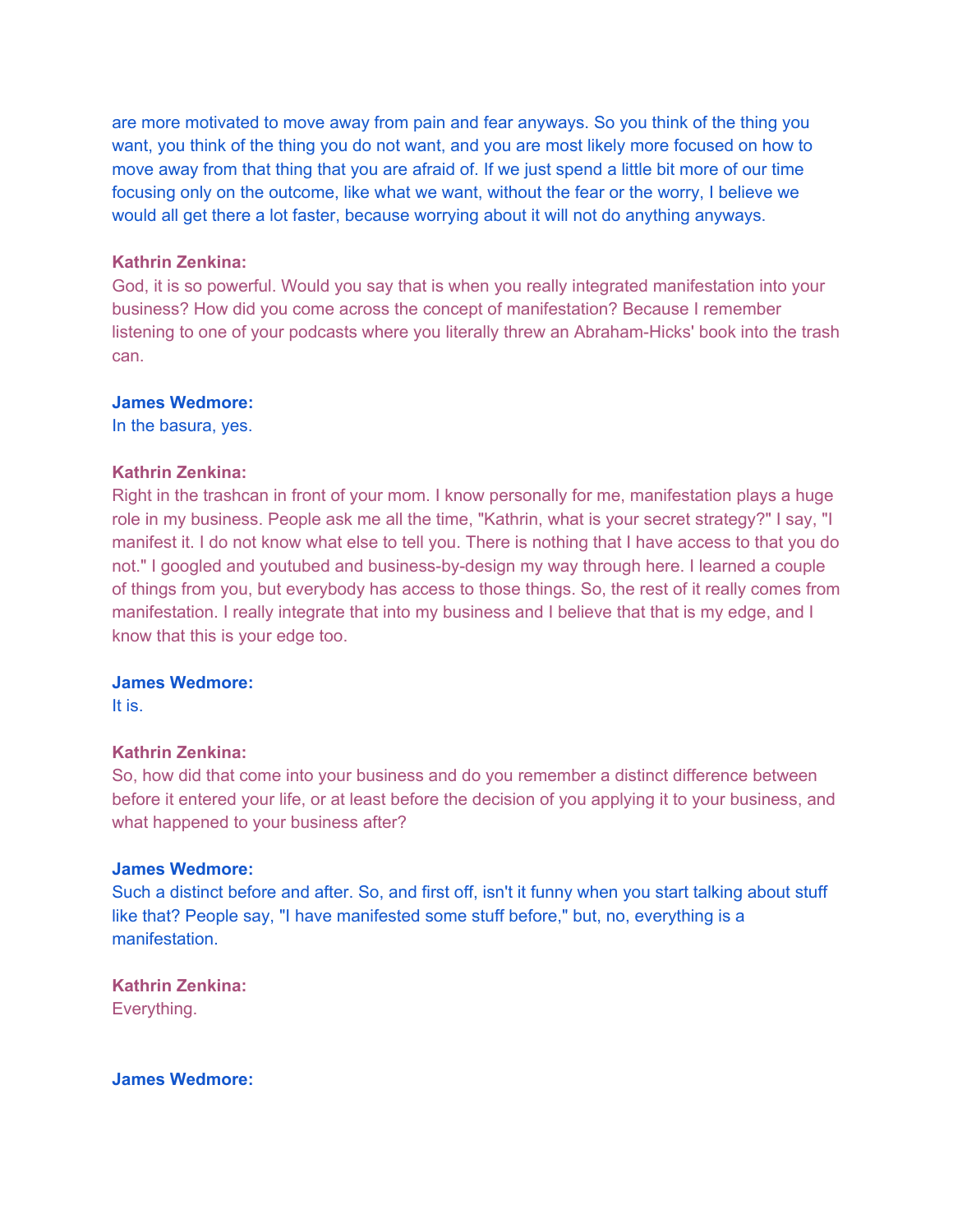are more motivated to move away from pain and fear anyways. So you think of the thing you want, you think of the thing you do not want, and you are most likely more focused on how to move away from that thing that you are afraid of. If we just spend a little bit more of our time focusing only on the outcome, like what we want, without the fear or the worry, I believe we would all get there a lot faster, because worrying about it will not do anything anyways.

**Kathrin Zenkina:**
God, it is so powerful. Would you say that is when you really integrated manifestation into your business? How did you come across the concept of manifestation? Because I remember listening to one of your podcasts where you literally threw an Abraham-Hicks' book into the trash can.

**James Wedmore:**
In the basura, yes.

**Kathrin Zenkina:**
Right in the trashcan in front of your mom. I know personally for me, manifestation plays a huge role in my business. People ask me all the time, "Kathrin, what is your secret strategy?" I say, "I manifest it. I do not know what else to tell you. There is nothing that I have access to that you do not." I googled and youtubed and business-by-design my way through here. I learned a couple of things from you, but everybody has access to those things. So, the rest of it really comes from manifestation. I really integrate that into my business and I believe that that is my edge, and I know that this is your edge too.

**James Wedmore:**
It is.

**Kathrin Zenkina:**
So, how did that come into your business and do you remember a distinct difference between before it entered your life, or at least before the decision of you applying it to your business, and what happened to your business after?

**James Wedmore:**
Such a distinct before and after. So, and first off, isn't it funny when you start talking about stuff like that? People say, "I have manifested some stuff before," but, no, everything is a manifestation.

**Kathrin Zenkina:**
Everything.

**James Wedmore:**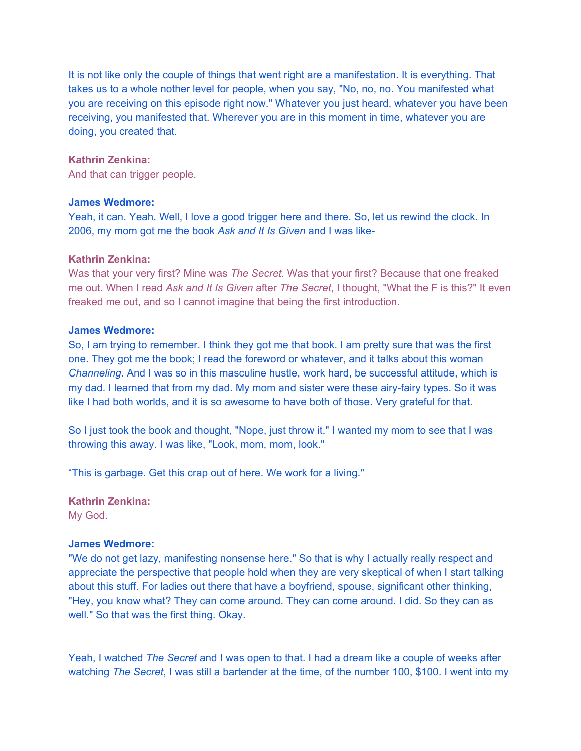It is not like only the couple of things that went right are a manifestation. It is everything. That takes us to a whole nother level for people, when you say, "No, no, no. You manifested what you are receiving on this episode right now." Whatever you just heard, whatever you have been receiving, you manifested that. Wherever you are in this moment in time, whatever you are doing, you created that.

**Kathrin Zenkina:**
And that can trigger people.

**James Wedmore:**
Yeah, it can. Yeah. Well, I love a good trigger here and there. So, let us rewind the clock. In 2006, my mom got me the book *Ask and It Is Given* and I was like-

**Kathrin Zenkina:**
Was that your very first? Mine was *The Secret*. Was that your first? Because that one freaked me out. When I read *Ask and It Is Given* after *The Secret*, I thought, "What the F is this?" It even freaked me out, and so I cannot imagine that being the first introduction.

**James Wedmore:**
So, I am trying to remember. I think they got me that book. I am pretty sure that was the first one. They got me the book; I read the foreword or whatever, and it talks about this woman *Channeling*. And I was so in this masculine hustle, work hard, be successful attitude, which is my dad. I learned that from my dad. My mom and sister were these airy-fairy types. So it was like I had both worlds, and it is so awesome to have both of those. Very grateful for that.

So I just took the book and thought, "Nope, just throw it." I wanted my mom to see that I was throwing this away. I was like, "Look, mom, mom, look."

“This is garbage. Get this crap out of here. We work for a living."

**Kathrin Zenkina:**
My God.

**James Wedmore:**
"We do not get lazy, manifesting nonsense here." So that is why I actually really respect and appreciate the perspective that people hold when they are very skeptical of when I start talking about this stuff. For ladies out there that have a boyfriend, spouse, significant other thinking, "Hey, you know what? They can come around. They can come around. I did. So they can as well." So that was the first thing. Okay.

Yeah, I watched *The Secret* and I was open to that. I had a dream like a couple of weeks after watching *The Secret*, I was still a bartender at the time, of the number 100, $100. I went into my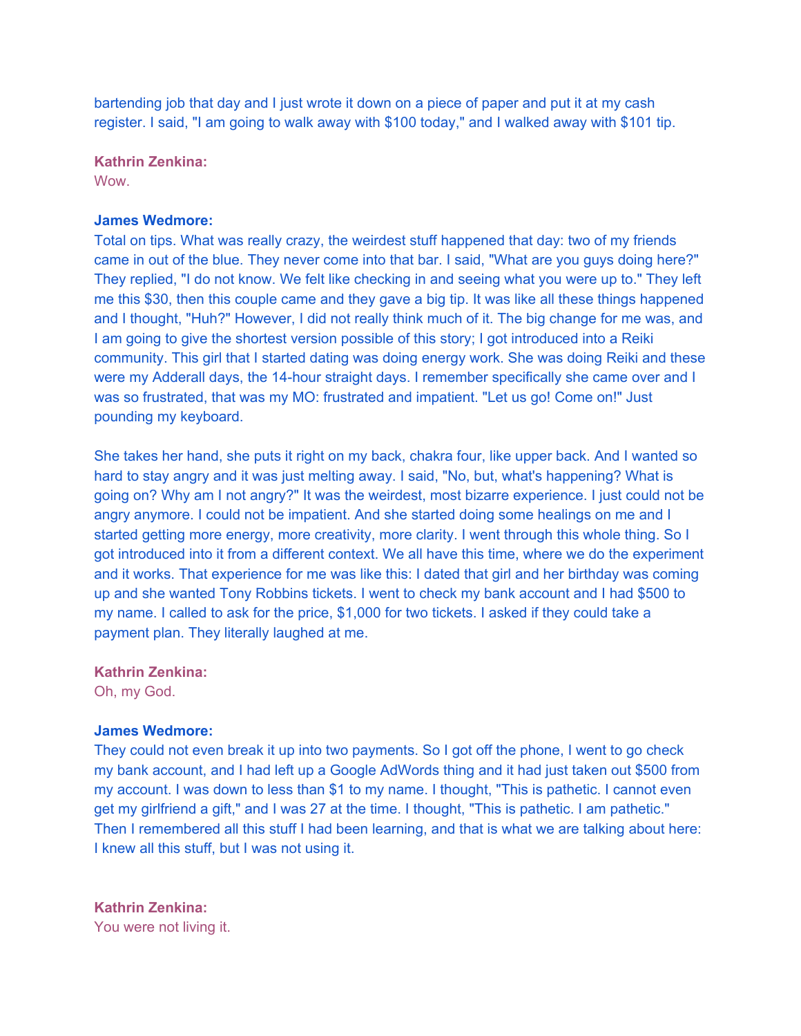bartending job that day and I just wrote it down on a piece of paper and put it at my cash register. I said, "I am going to walk away with $100 today," and I walked away with $101 tip.

**Kathrin Zenkina:**
Wow.

**James Wedmore:**
Total on tips. What was really crazy, the weirdest stuff happened that day: two of my friends came in out of the blue. They never come into that bar. I said, "What are you guys doing here?" They replied, "I do not know. We felt like checking in and seeing what you were up to." They left me this $30, then this couple came and they gave a big tip. It was like all these things happened and I thought, "Huh?" However, I did not really think much of it. The big change for me was, and I am going to give the shortest version possible of this story; I got introduced into a Reiki community. This girl that I started dating was doing energy work. She was doing Reiki and these were my Adderall days, the 14-hour straight days. I remember specifically she came over and I was so frustrated, that was my MO: frustrated and impatient. "Let us go! Come on!" Just pounding my keyboard.

She takes her hand, she puts it right on my back, chakra four, like upper back. And I wanted so hard to stay angry and it was just melting away. I said, "No, but, what's happening? What is going on? Why am I not angry?" It was the weirdest, most bizarre experience. I just could not be angry anymore. I could not be impatient. And she started doing some healings on me and I started getting more energy, more creativity, more clarity. I went through this whole thing. So I got introduced into it from a different context. We all have this time, where we do the experiment and it works. That experience for me was like this: I dated that girl and her birthday was coming up and she wanted Tony Robbins tickets. I went to check my bank account and I had $500 to my name. I called to ask for the price, $1,000 for two tickets. I asked if they could take a payment plan. They literally laughed at me.

**Kathrin Zenkina:**
Oh, my God.

**James Wedmore:**
They could not even break it up into two payments. So I got off the phone, I went to go check my bank account, and I had left up a Google AdWords thing and it had just taken out $500 from my account. I was down to less than $1 to my name. I thought, "This is pathetic. I cannot even get my girlfriend a gift," and I was 27 at the time. I thought, "This is pathetic. I am pathetic." Then I remembered all this stuff I had been learning, and that is what we are talking about here: I knew all this stuff, but I was not using it.

**Kathrin Zenkina:**
You were not living it.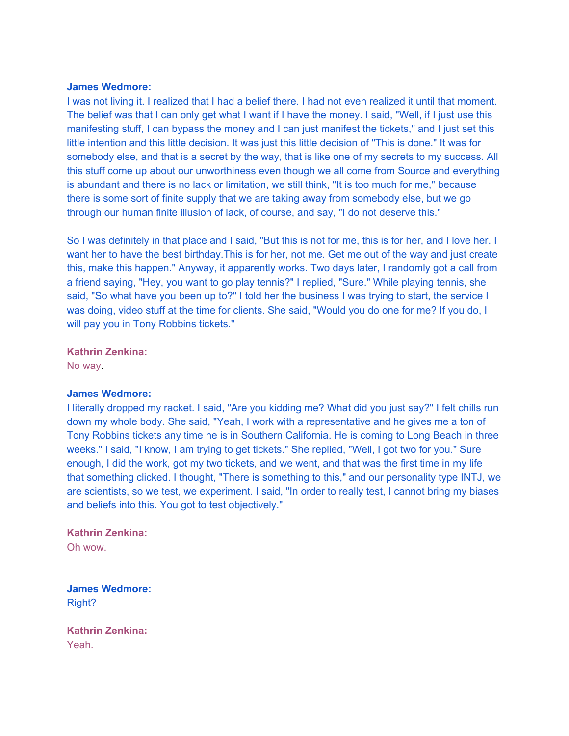**James Wedmore:**
I was not living it. I realized that I had a belief there. I had not even realized it until that moment. The belief was that I can only get what I want if I have the money. I said, "Well, if I just use this manifesting stuff, I can bypass the money and I can just manifest the tickets," and I just set this little intention and this little decision. It was just this little decision of "This is done." It was for somebody else, and that is a secret by the way, that is like one of my secrets to my success. All this stuff come up about our unworthiness even though we all come from Source and everything is abundant and there is no lack or limitation, we still think, "It is too much for me," because there is some sort of finite supply that we are taking away from somebody else, but we go through our human finite illusion of lack, of course, and say, "I do not deserve this."

So I was definitely in that place and I said, "But this is not for me, this is for her, and I love her. I want her to have the best birthday.This is for her, not me. Get me out of the way and just create this, make this happen." Anyway, it apparently works. Two days later, I randomly got a call from a friend saying, "Hey, you want to go play tennis?" I replied, "Sure." While playing tennis, she said, "So what have you been up to?" I told her the business I was trying to start, the service I was doing, video stuff at the time for clients. She said, "Would you do one for me? If you do, I will pay you in Tony Robbins tickets."

**Kathrin Zenkina:**
No way.

**James Wedmore:**
I literally dropped my racket. I said, "Are you kidding me? What did you just say?" I felt chills run down my whole body. She said, "Yeah, I work with a representative and he gives me a ton of Tony Robbins tickets any time he is in Southern California. He is coming to Long Beach in three weeks." I said, "I know, I am trying to get tickets." She replied, "Well, I got two for you." Sure enough, I did the work, got my two tickets, and we went, and that was the first time in my life that something clicked. I thought, "There is something to this," and our personality type INTJ, we are scientists, so we test, we experiment. I said, "In order to really test, I cannot bring my biases and beliefs into this. You got to test objectively."

**Kathrin Zenkina:**
Oh wow.

**James Wedmore:**
Right?

**Kathrin Zenkina:**
Yeah.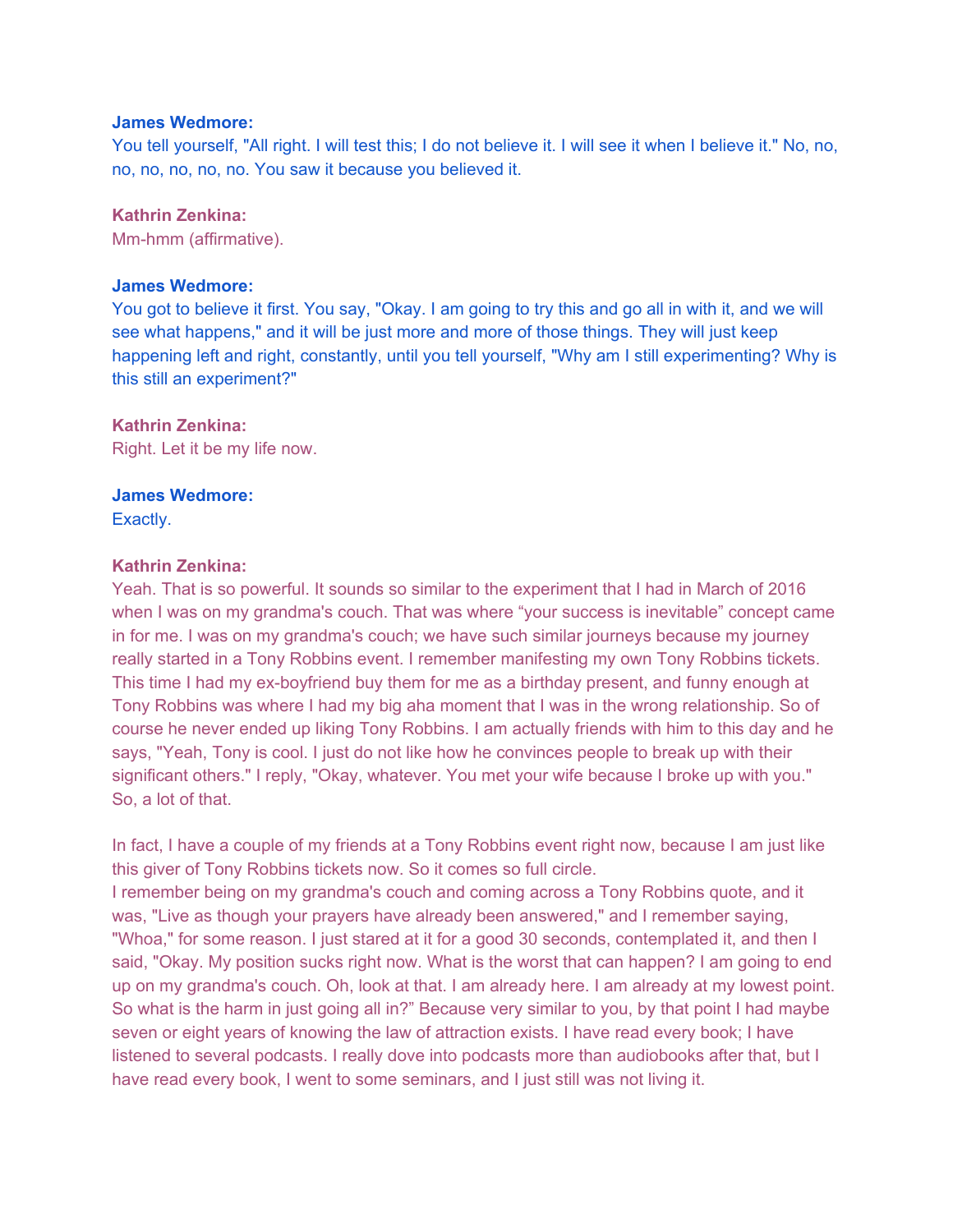**James Wedmore:**
You tell yourself, "All right. I will test this; I do not believe it. I will see it when I believe it." No, no, no, no, no, no, no. You saw it because you believed it.

**Kathrin Zenkina:**
Mm-hmm (affirmative).

**James Wedmore:**
You got to believe it first. You say, "Okay. I am going to try this and go all in with it, and we will see what happens," and it will be just more and more of those things. They will just keep happening left and right, constantly, until you tell yourself, "Why am I still experimenting? Why is this still an experiment?"

**Kathrin Zenkina:**
Right. Let it be my life now.

**James Wedmore:**
Exactly.

**Kathrin Zenkina:**
Yeah. That is so powerful. It sounds so similar to the experiment that I had in March of 2016 when I was on my grandma's couch. That was where "your success is inevitable" concept came in for me. I was on my grandma's couch; we have such similar journeys because my journey really started in a Tony Robbins event. I remember manifesting my own Tony Robbins tickets. This time I had my ex-boyfriend buy them for me as a birthday present, and funny enough at Tony Robbins was where I had my big aha moment that I was in the wrong relationship. So of course he never ended up liking Tony Robbins. I am actually friends with him to this day and he says, "Yeah, Tony is cool. I just do not like how he convinces people to break up with their significant others." I reply, "Okay, whatever. You met your wife because I broke up with you." So, a lot of that.

In fact, I have a couple of my friends at a Tony Robbins event right now, because I am just like this giver of Tony Robbins tickets now. So it comes so full circle.
I remember being on my grandma's couch and coming across a Tony Robbins quote, and it was, "Live as though your prayers have already been answered," and I remember saying, "Whoa," for some reason. I just stared at it for a good 30 seconds, contemplated it, and then I said, "Okay. My position sucks right now. What is the worst that can happen? I am going to end up on my grandma's couch. Oh, look at that. I am already here. I am already at my lowest point. So what is the harm in just going all in?" Because very similar to you, by that point I had maybe seven or eight years of knowing the law of attraction exists. I have read every book; I have listened to several podcasts. I really dove into podcasts more than audiobooks after that, but I have read every book, I went to some seminars, and I just still was not living it.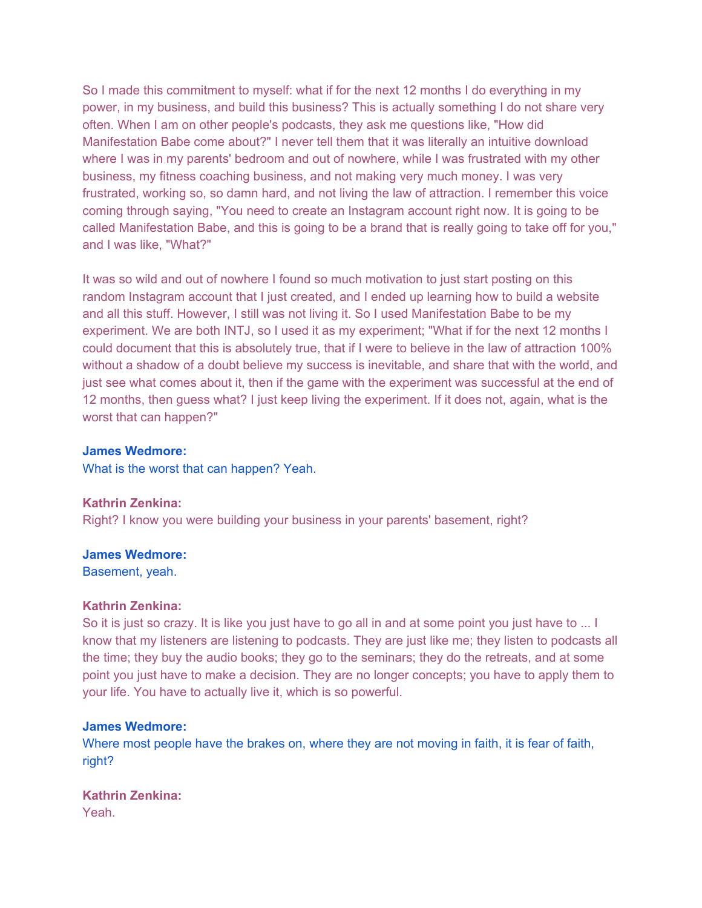So I made this commitment to myself: what if for the next 12 months I do everything in my power, in my business, and build this business? This is actually something I do not share very often. When I am on other people's podcasts, they ask me questions like, "How did Manifestation Babe come about?" I never tell them that it was literally an intuitive download where I was in my parents' bedroom and out of nowhere, while I was frustrated with my other business, my fitness coaching business, and not making very much money. I was very frustrated, working so, so damn hard, and not living the law of attraction. I remember this voice coming through saying, "You need to create an Instagram account right now. It is going to be called Manifestation Babe, and this is going to be a brand that is really going to take off for you," and I was like, "What?"

It was so wild and out of nowhere I found so much motivation to just start posting on this random Instagram account that I just created, and I ended up learning how to build a website and all this stuff. However, I still was not living it. So I used Manifestation Babe to be my experiment. We are both INTJ, so I used it as my experiment; "What if for the next 12 months I could document that this is absolutely true, that if I were to believe in the law of attraction 100% without a shadow of a doubt believe my success is inevitable, and share that with the world, and just see what comes about it, then if the game with the experiment was successful at the end of 12 months, then guess what? I just keep living the experiment. If it does not, again, what is the worst that can happen?"

**James Wedmore:**
What is the worst that can happen? Yeah.

**Kathrin Zenkina:**
Right? I know you were building your business in your parents' basement, right?

**James Wedmore:**
Basement, yeah.

**Kathrin Zenkina:**
So it is just so crazy. It is like you just have to go all in and at some point you just have to ... I know that my listeners are listening to podcasts. They are just like me; they listen to podcasts all the time; they buy the audio books; they go to the seminars; they do the retreats, and at some point you just have to make a decision. They are no longer concepts; you have to apply them to your life. You have to actually live it, which is so powerful.

**James Wedmore:**
Where most people have the brakes on, where they are not moving in faith, it is fear of faith, right?

**Kathrin Zenkina:**
Yeah.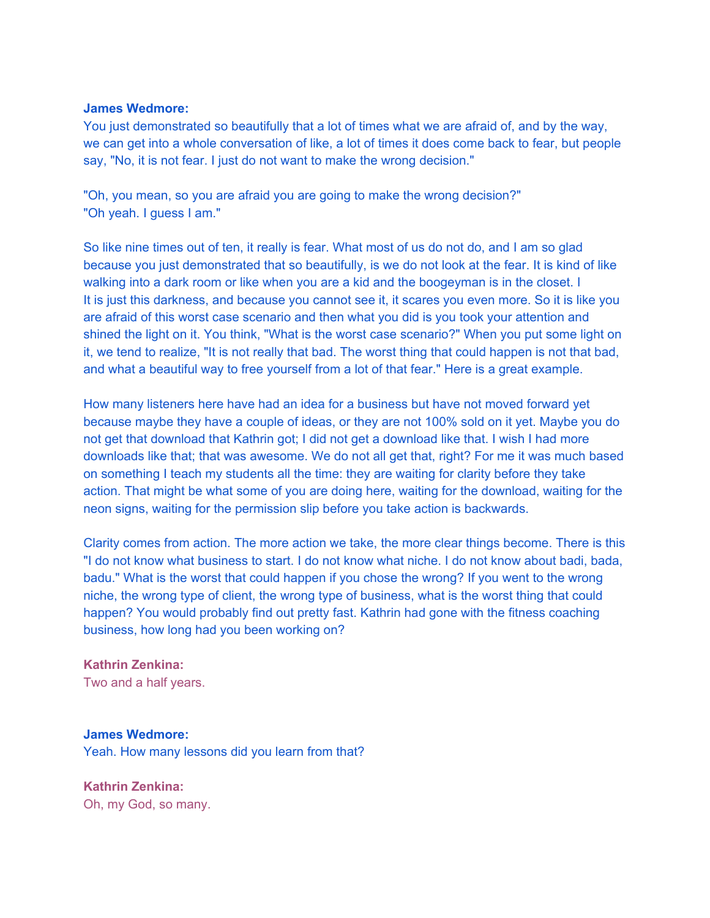**James Wedmore:**
You just demonstrated so beautifully that a lot of times what we are afraid of, and by the way, we can get into a whole conversation of like, a lot of times it does come back to fear, but people say, "No, it is not fear. I just do not want to make the wrong decision."

"Oh, you mean, so you are afraid you are going to make the wrong decision?"
"Oh yeah. I guess I am."

So like nine times out of ten, it really is fear. What most of us do not do, and I am so glad because you just demonstrated that so beautifully, is we do not look at the fear. It is kind of like walking into a dark room or like when you are a kid and the boogeyman is in the closet. I It is just this darkness, and because you cannot see it, it scares you even more. So it is like you are afraid of this worst case scenario and then what you did is you took your attention and shined the light on it. You think, "What is the worst case scenario?" When you put some light on it, we tend to realize, "It is not really that bad. The worst thing that could happen is not that bad, and what a beautiful way to free yourself from a lot of that fear." Here is a great example.

How many listeners here have had an idea for a business but have not moved forward yet because maybe they have a couple of ideas, or they are not 100% sold on it yet. Maybe you do not get that download that Kathrin got; I did not get a download like that. I wish I had more downloads like that; that was awesome. We do not all get that, right? For me it was much based on something I teach my students all the time: they are waiting for clarity before they take action. That might be what some of you are doing here, waiting for the download, waiting for the neon signs, waiting for the permission slip before you take action is backwards.

Clarity comes from action. The more action we take, the more clear things become. There is this "I do not know what business to start. I do not know what niche. I do not know about badi, bada, badu." What is the worst that could happen if you chose the wrong? If you went to the wrong niche, the wrong type of client, the wrong type of business, what is the worst thing that could happen? You would probably find out pretty fast. Kathrin had gone with the fitness coaching business, how long had you been working on?

**Kathrin Zenkina:**
Two and a half years.

**James Wedmore:**
Yeah. How many lessons did you learn from that?

**Kathrin Zenkina:**
Oh, my God, so many.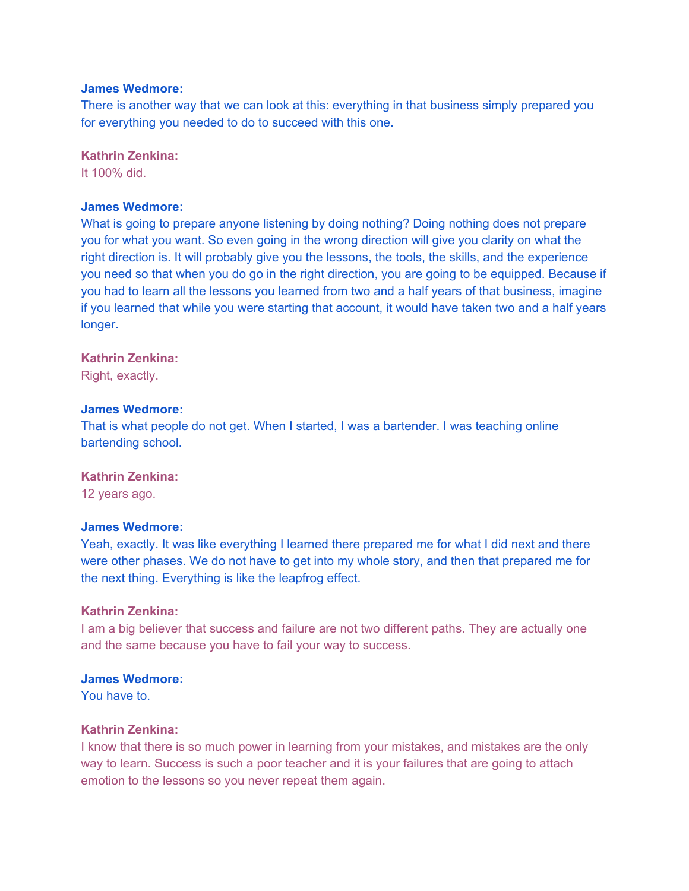**James Wedmore:**
There is another way that we can look at this: everything in that business simply prepared you for everything you needed to do to succeed with this one.

**Kathrin Zenkina:**
It 100% did.

**James Wedmore:**
What is going to prepare anyone listening by doing nothing? Doing nothing does not prepare you for what you want. So even going in the wrong direction will give you clarity on what the right direction is. It will probably give you the lessons, the tools, the skills, and the experience you need so that when you do go in the right direction, you are going to be equipped. Because if you had to learn all the lessons you learned from two and a half years of that business, imagine if you learned that while you were starting that account, it would have taken two and a half years longer.

**Kathrin Zenkina:**
Right, exactly.

**James Wedmore:**
That is what people do not get. When I started, I was a bartender. I was teaching online bartending school.

**Kathrin Zenkina:**
12 years ago.

**James Wedmore:**
Yeah, exactly. It was like everything I learned there prepared me for what I did next and there were other phases. We do not have to get into my whole story, and then that prepared me for the next thing. Everything is like the leapfrog effect.

**Kathrin Zenkina:**
I am a big believer that success and failure are not two different paths. They are actually one and the same because you have to fail your way to success.

**James Wedmore:**
You have to.

**Kathrin Zenkina:**
I know that there is so much power in learning from your mistakes, and mistakes are the only way to learn. Success is such a poor teacher and it is your failures that are going to attach emotion to the lessons so you never repeat them again.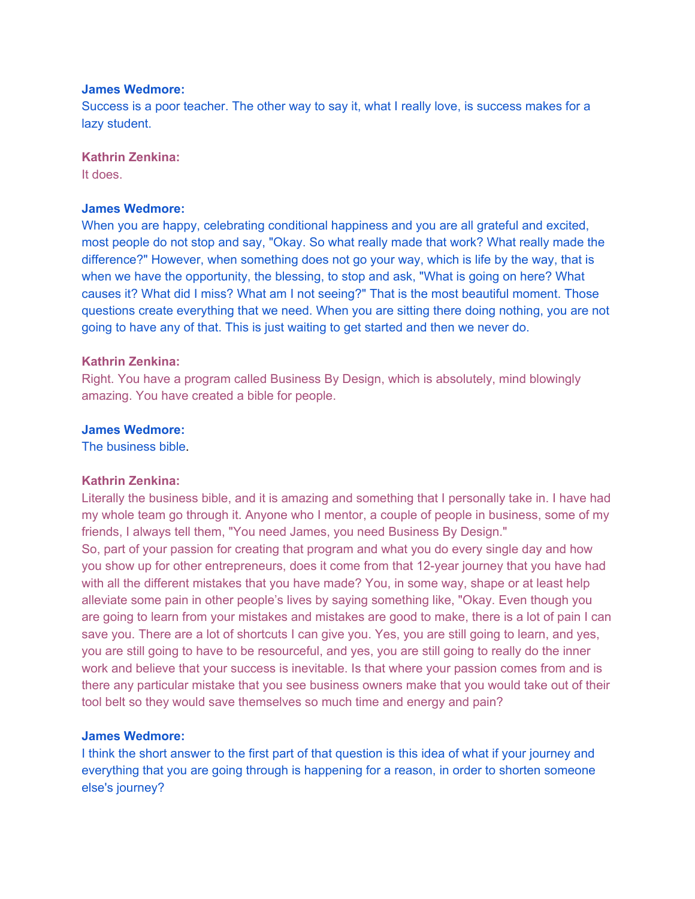**James Wedmore:**
Success is a poor teacher. The other way to say it, what I really love, is success makes for a lazy student.

**Kathrin Zenkina:**
It does.

**James Wedmore:**
When you are happy, celebrating conditional happiness and you are all grateful and excited, most people do not stop and say, "Okay. So what really made that work? What really made the difference?" However, when something does not go your way, which is life by the way, that is when we have the opportunity, the blessing, to stop and ask, "What is going on here? What causes it? What did I miss? What am I not seeing?" That is the most beautiful moment. Those questions create everything that we need. When you are sitting there doing nothing, you are not going to have any of that. This is just waiting to get started and then we never do.

**Kathrin Zenkina:**
Right. You have a program called Business By Design, which is absolutely, mind blowingly amazing. You have created a bible for people.

**James Wedmore:**
The business bible.

**Kathrin Zenkina:**
Literally the business bible, and it is amazing and something that I personally take in. I have had my whole team go through it. Anyone who I mentor, a couple of people in business, some of my friends, I always tell them, "You need James, you need Business By Design."
So, part of your passion for creating that program and what you do every single day and how you show up for other entrepreneurs, does it come from that 12-year journey that you have had with all the different mistakes that you have made? You, in some way, shape or at least help alleviate some pain in other people's lives by saying something like, "Okay. Even though you are going to learn from your mistakes and mistakes are good to make, there is a lot of pain I can save you. There are a lot of shortcuts I can give you. Yes, you are still going to learn, and yes, you are still going to have to be resourceful, and yes, you are still going to really do the inner work and believe that your success is inevitable. Is that where your passion comes from and is there any particular mistake that you see business owners make that you would take out of their tool belt so they would save themselves so much time and energy and pain?

**James Wedmore:**
I think the short answer to the first part of that question is this idea of what if your journey and everything that you are going through is happening for a reason, in order to shorten someone else's journey?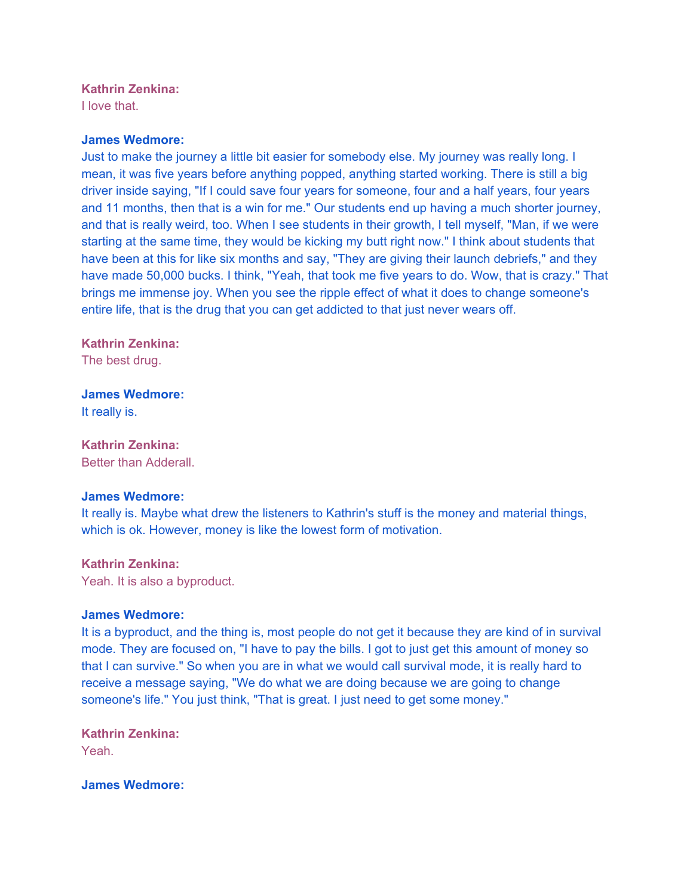**Kathrin Zenkina:**
I love that.

**James Wedmore:**
Just to make the journey a little bit easier for somebody else. My journey was really long. I mean, it was five years before anything popped, anything started working. There is still a big driver inside saying, "If I could save four years for someone, four and a half years, four years and 11 months, then that is a win for me." Our students end up having a much shorter journey, and that is really weird, too. When I see students in their growth, I tell myself, "Man, if we were starting at the same time, they would be kicking my butt right now." I think about students that have been at this for like six months and say, "They are giving their launch debriefs," and they have made 50,000 bucks. I think, "Yeah, that took me five years to do. Wow, that is crazy." That brings me immense joy. When you see the ripple effect of what it does to change someone's entire life, that is the drug that you can get addicted to that just never wears off.

**Kathrin Zenkina:**
The best drug.

**James Wedmore:**
It really is.

**Kathrin Zenkina:**
Better than Adderall.

**James Wedmore:**
It really is. Maybe what drew the listeners to Kathrin's stuff is the money and material things, which is ok. However, money is like the lowest form of motivation.

**Kathrin Zenkina:**
Yeah. It is also a byproduct.

**James Wedmore:**
It is a byproduct, and the thing is, most people do not get it because they are kind of in survival mode. They are focused on, "I have to pay the bills. I got to just get this amount of money so that I can survive." So when you are in what we would call survival mode, it is really hard to receive a message saying, "We do what we are doing because we are going to change someone's life." You just think, "That is great. I just need to get some money."

**Kathrin Zenkina:**
Yeah.

**James Wedmore:**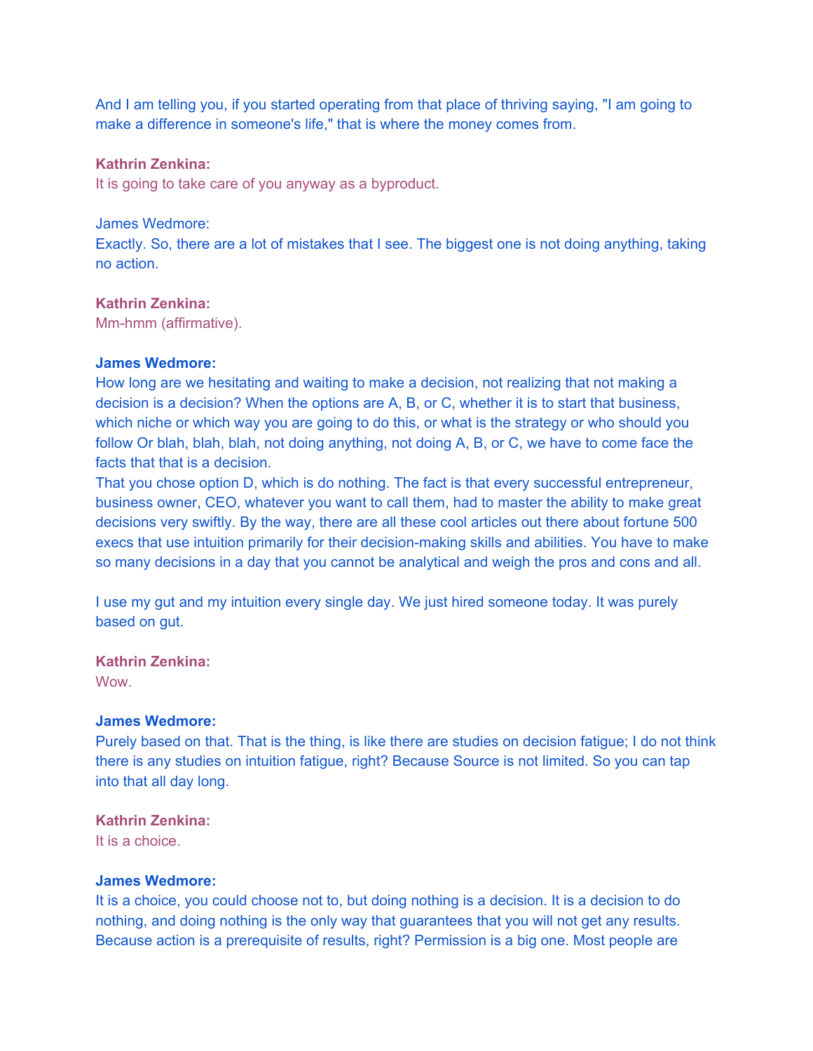And I am telling you, if you started operating from that place of thriving saying, "I am going to make a difference in someone's life," that is where the money comes from.

**Kathrin Zenkina:**
It is going to take care of you anyway as a byproduct.

James Wedmore:
Exactly. So, there are a lot of mistakes that I see. The biggest one is not doing anything, taking no action.

**Kathrin Zenkina:**
Mm-hmm (affirmative).

**James Wedmore:**
How long are we hesitating and waiting to make a decision, not realizing that not making a decision is a decision? When the options are A, B, or C, whether it is to start that business, which niche or which way you are going to do this, or what is the strategy or who should you follow Or blah, blah, blah, not doing anything, not doing A, B, or C, we have to come face the facts that that is a decision.
That you chose option D, which is do nothing. The fact is that every successful entrepreneur, business owner, CEO, whatever you want to call them, had to master the ability to make great decisions very swiftly. By the way, there are all these cool articles out there about fortune 500 execs that use intuition primarily for their decision-making skills and abilities. You have to make so many decisions in a day that you cannot be analytical and weigh the pros and cons and all.

I use my gut and my intuition every single day. We just hired someone today. It was purely based on gut.

**Kathrin Zenkina:**
Wow.

**James Wedmore:**
Purely based on that. That is the thing, is like there are studies on decision fatigue; I do not think there is any studies on intuition fatigue, right? Because Source is not limited. So you can tap into that all day long.

**Kathrin Zenkina:**
It is a choice.

**James Wedmore:**
It is a choice, you could choose not to, but doing nothing is a decision. It is a decision to do nothing, and doing nothing is the only way that guarantees that you will not get any results. Because action is a prerequisite of results, right? Permission is a big one. Most people are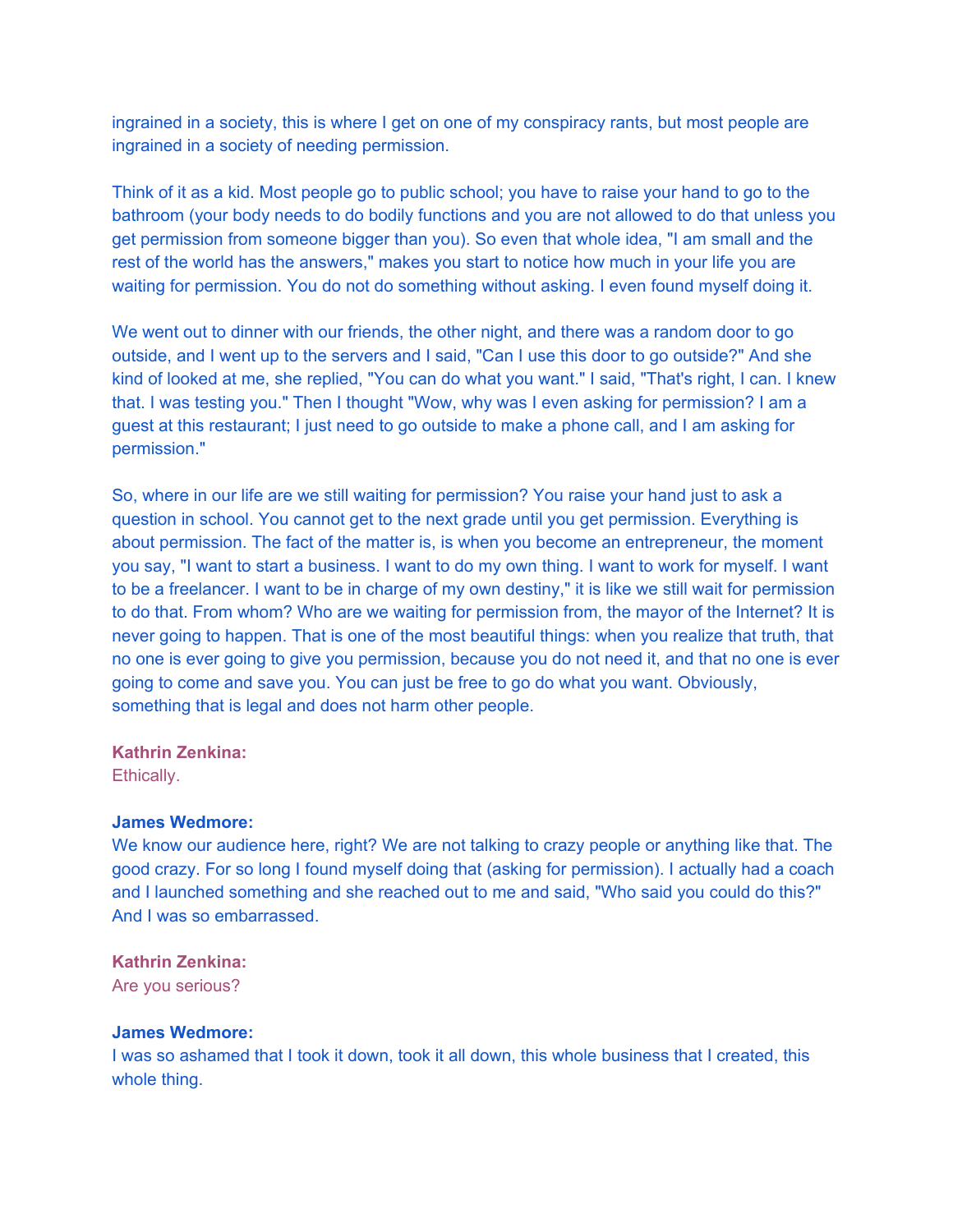ingrained in a society, this is where I get on one of my conspiracy rants, but most people are ingrained in a society of needing permission.

Think of it as a kid. Most people go to public school; you have to raise your hand to go to the bathroom (your body needs to do bodily functions and you are not allowed to do that unless you get permission from someone bigger than you). So even that whole idea, "I am small and the rest of the world has the answers," makes you start to notice how much in your life you are waiting for permission. You do not do something without asking. I even found myself doing it.

We went out to dinner with our friends, the other night, and there was a random door to go outside, and I went up to the servers and I said, "Can I use this door to go outside?" And she kind of looked at me, she replied, "You can do what you want." I said, "That's right, I can. I knew that. I was testing you." Then I thought "Wow, why was I even asking for permission? I am a guest at this restaurant; I just need to go outside to make a phone call, and I am asking for permission."

So, where in our life are we still waiting for permission? You raise your hand just to ask a question in school. You cannot get to the next grade until you get permission. Everything is about permission. The fact of the matter is, is when you become an entrepreneur, the moment you say, "I want to start a business. I want to do my own thing. I want to work for myself. I want to be a freelancer. I want to be in charge of my own destiny," it is like we still wait for permission to do that. From whom? Who are we waiting for permission from, the mayor of the Internet? It is never going to happen. That is one of the most beautiful things: when you realize that truth, that no one is ever going to give you permission, because you do not need it, and that no one is ever going to come and save you. You can just be free to go do what you want. Obviously, something that is legal and does not harm other people.

**Kathrin Zenkina:**
Ethically.

**James Wedmore:**
We know our audience here, right? We are not talking to crazy people or anything like that. The good crazy. For so long I found myself doing that (asking for permission). I actually had a coach and I launched something and she reached out to me and said, "Who said you could do this?" And I was so embarrassed.

**Kathrin Zenkina:**
Are you serious?

**James Wedmore:**
I was so ashamed that I took it down, took it all down, this whole business that I created, this whole thing.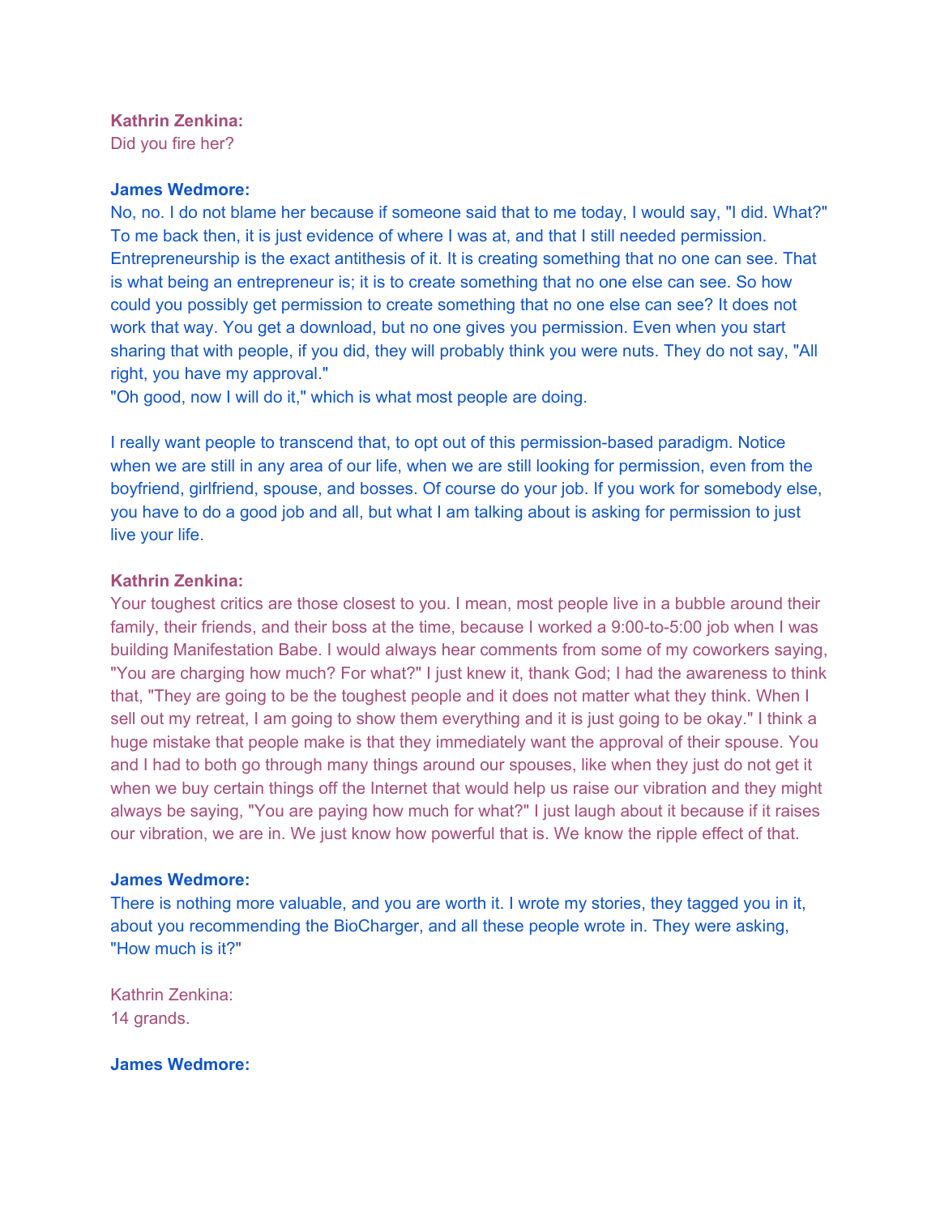**Kathrin Zenkina:**
Did you fire her?

**James Wedmore:**
No, no. I do not blame her because if someone said that to me today, I would say, "I did. What?" To me back then, it is just evidence of where I was at, and that I still needed permission. Entrepreneurship is the exact antithesis of it. It is creating something that no one can see. That is what being an entrepreneur is; it is to create something that no one else can see. So how could you possibly get permission to create something that no one else can see? It does not work that way. You get a download, but no one gives you permission. Even when you start sharing that with people, if you did, they will probably think you were nuts. They do not say, "All right, you have my approval."
"Oh good, now I will do it," which is what most people are doing.

I really want people to transcend that, to opt out of this permission-based paradigm. Notice when we are still in any area of our life, when we are still looking for permission, even from the boyfriend, girlfriend, spouse, and bosses. Of course do your job. If you work for somebody else, you have to do a good job and all, but what I am talking about is asking for permission to just live your life.

**Kathrin Zenkina:**
Your toughest critics are those closest to you. I mean, most people live in a bubble around their family, their friends, and their boss at the time, because I worked a 9:00-to-5:00 job when I was building Manifestation Babe. I would always hear comments from some of my coworkers saying, "You are charging how much? For what?" I just knew it, thank God; I had the awareness to think that, "They are going to be the toughest people and it does not matter what they think. When I sell out my retreat, I am going to show them everything and it is just going to be okay." I think a huge mistake that people make is that they immediately want the approval of their spouse. You and I had to both go through many things around our spouses, like when they just do not get it when we buy certain things off the Internet that would help us raise our vibration and they might always be saying, "You are paying how much for what?" I just laugh about it because if it raises our vibration, we are in. We just know how powerful that is. We know the ripple effect of that.

**James Wedmore:**
There is nothing more valuable, and you are worth it. I wrote my stories, they tagged you in it, about you recommending the BioCharger, and all these people wrote in. They were asking, "How much is it?"

Kathrin Zenkina:
14 grands.

**James Wedmore:**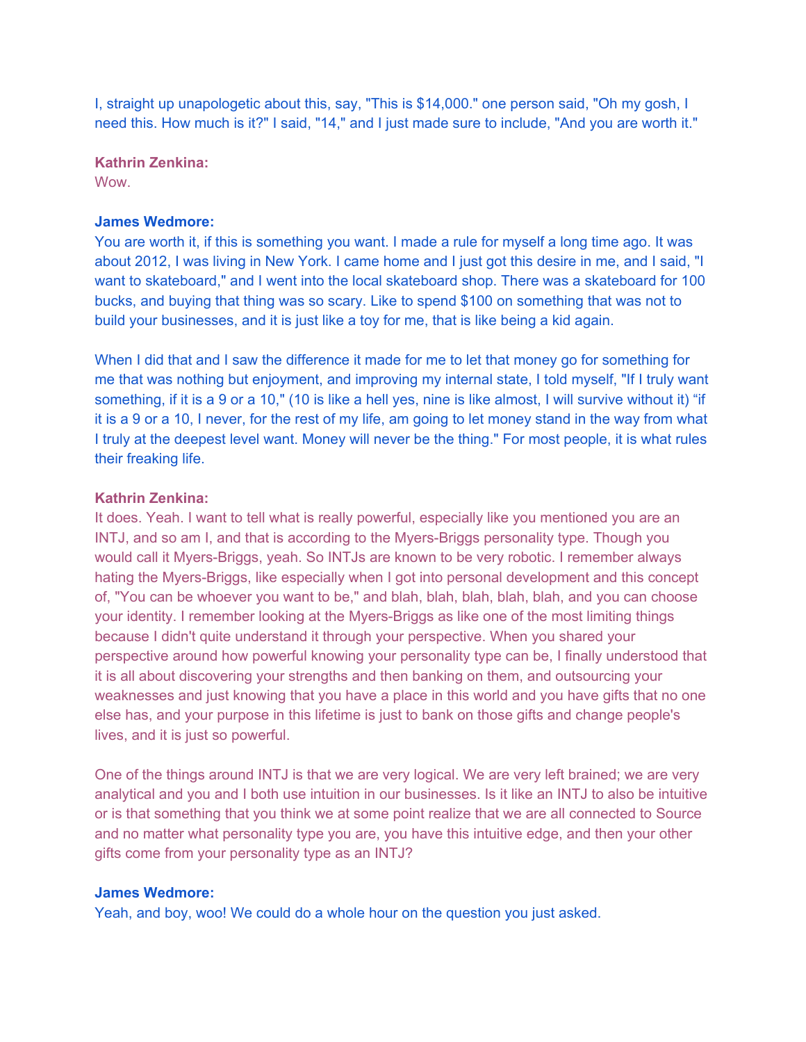I, straight up unapologetic about this, say, "This is $14,000." one person said, "Oh my gosh, I need this. How much is it?" I said, "14," and I just made sure to include, "And you are worth it."

**Kathrin Zenkina:**
Wow.

**James Wedmore:**
You are worth it, if this is something you want. I made a rule for myself a long time ago. It was about 2012, I was living in New York. I came home and I just got this desire in me, and I said, "I want to skateboard," and I went into the local skateboard shop. There was a skateboard for 100 bucks, and buying that thing was so scary. Like to spend $100 on something that was not to build your businesses, and it is just like a toy for me, that is like being a kid again.

When I did that and I saw the difference it made for me to let that money go for something for me that was nothing but enjoyment, and improving my internal state, I told myself, "If I truly want something, if it is a 9 or a 10," (10 is like a hell yes, nine is like almost, I will survive without it) “if it is a 9 or a 10, I never, for the rest of my life, am going to let money stand in the way from what I truly at the deepest level want. Money will never be the thing." For most people, it is what rules their freaking life.

**Kathrin Zenkina:**
It does. Yeah. I want to tell what is really powerful, especially like you mentioned you are an INTJ, and so am I, and that is according to the Myers-Briggs personality type. Though you would call it Myers-Briggs, yeah. So INTJs are known to be very robotic. I remember always hating the Myers-Briggs, like especially when I got into personal development and this concept of, "You can be whoever you want to be," and blah, blah, blah, blah, blah, and you can choose your identity. I remember looking at the Myers-Briggs as like one of the most limiting things because I didn't quite understand it through your perspective. When you shared your perspective around how powerful knowing your personality type can be, I finally understood that it is all about discovering your strengths and then banking on them, and outsourcing your weaknesses and just knowing that you have a place in this world and you have gifts that no one else has, and your purpose in this lifetime is just to bank on those gifts and change people's lives, and it is just so powerful.

One of the things around INTJ is that we are very logical. We are very left brained; we are very analytical and you and I both use intuition in our businesses. Is it like an INTJ to also be intuitive or is that something that you think we at some point realize that we are all connected to Source and no matter what personality type you are, you have this intuitive edge, and then your other gifts come from your personality type as an INTJ?

**James Wedmore:**
Yeah, and boy, woo! We could do a whole hour on the question you just asked.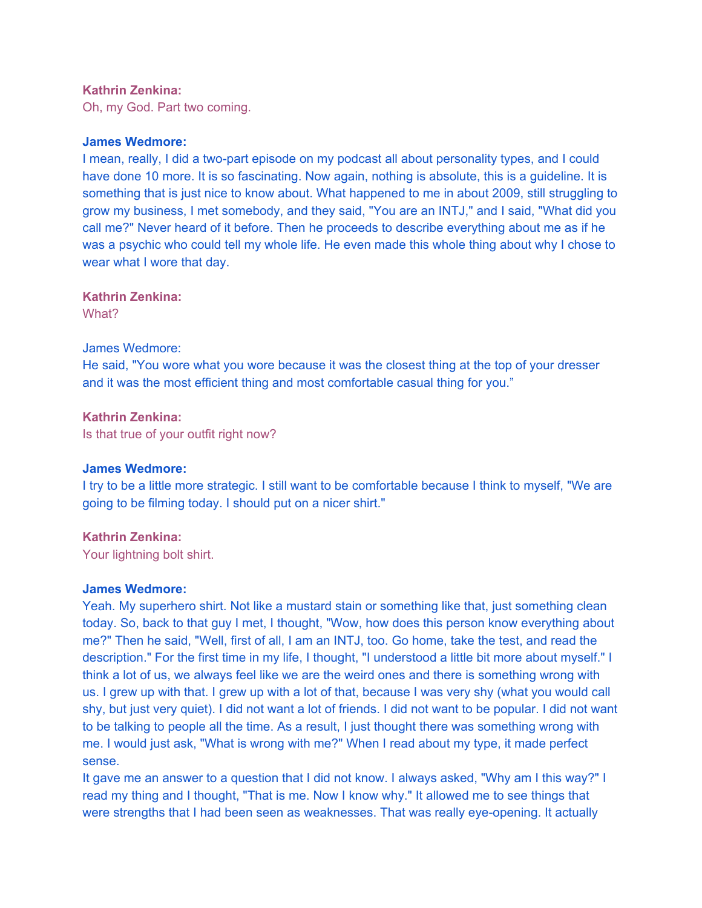**Kathrin Zenkina:**
Oh, my God. Part two coming.

**James Wedmore:**
I mean, really, I did a two-part episode on my podcast all about personality types, and I could have done 10 more. It is so fascinating. Now again, nothing is absolute, this is a guideline. It is something that is just nice to know about. What happened to me in about 2009, still struggling to grow my business, I met somebody, and they said, "You are an INTJ," and I said, "What did you call me?" Never heard of it before. Then he proceeds to describe everything about me as if he was a psychic who could tell my whole life. He even made this whole thing about why I chose to wear what I wore that day.

**Kathrin Zenkina:**
What?

James Wedmore:
He said, "You wore what you wore because it was the closest thing at the top of your dresser and it was the most efficient thing and most comfortable casual thing for you."

**Kathrin Zenkina:**
Is that true of your outfit right now?

**James Wedmore:**
I try to be a little more strategic. I still want to be comfortable because I think to myself, "We are going to be filming today. I should put on a nicer shirt."

**Kathrin Zenkina:**
Your lightning bolt shirt.

**James Wedmore:**
Yeah. My superhero shirt. Not like a mustard stain or something like that, just something clean today. So, back to that guy I met, I thought, "Wow, how does this person know everything about me?" Then he said, "Well, first of all, I am an INTJ, too. Go home, take the test, and read the description." For the first time in my life, I thought, "I understood a little bit more about myself." I think a lot of us, we always feel like we are the weird ones and there is something wrong with us. I grew up with that. I grew up with a lot of that, because I was very shy (what you would call shy, but just very quiet). I did not want a lot of friends. I did not want to be popular. I did not want to be talking to people all the time. As a result, I just thought there was something wrong with me. I would just ask, "What is wrong with me?" When I read about my type, it made perfect sense.
It gave me an answer to a question that I did not know. I always asked, "Why am I this way?" I read my thing and I thought, "That is me. Now I know why." It allowed me to see things that were strengths that I had been seen as weaknesses. That was really eye-opening. It actually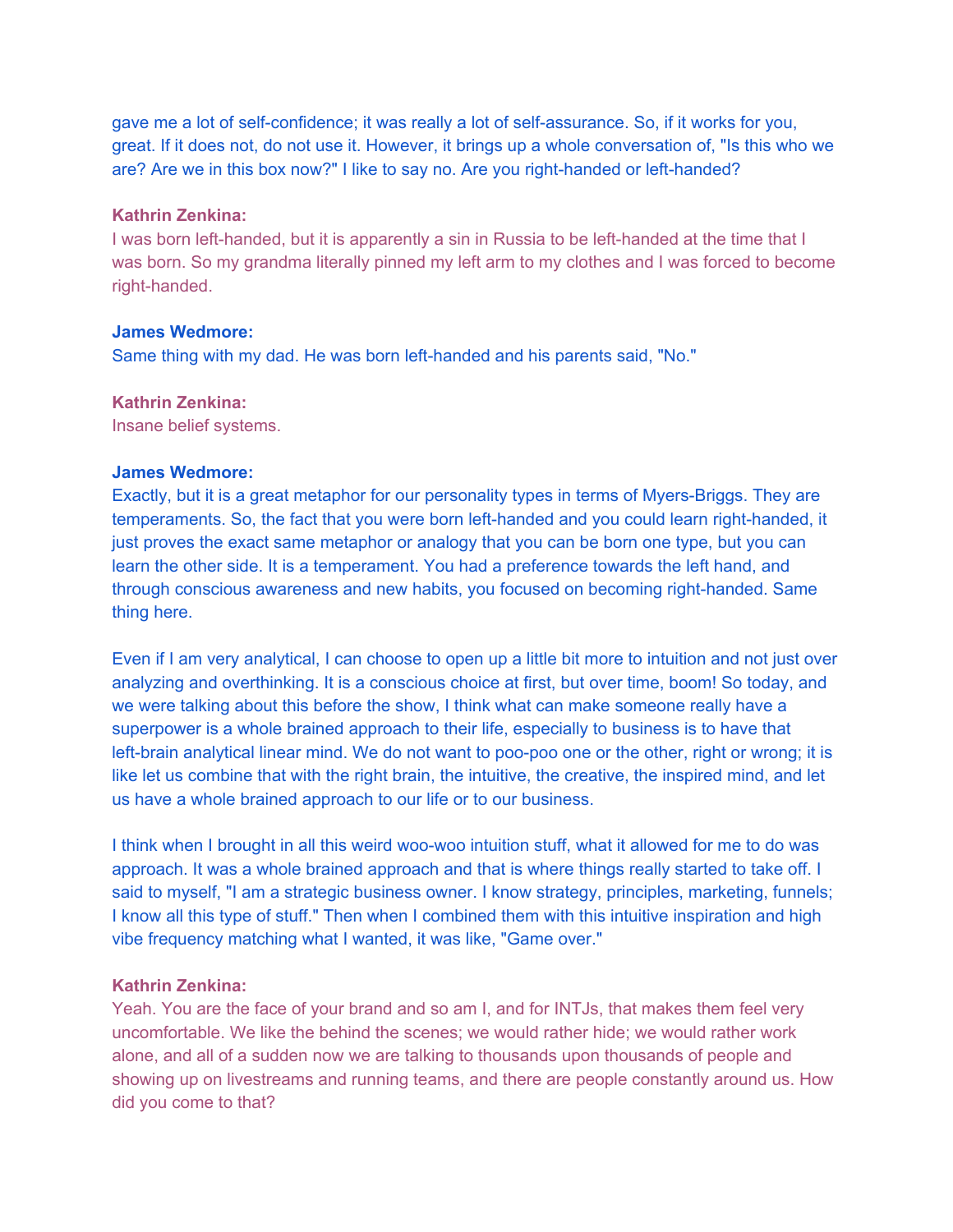gave me a lot of self-confidence; it was really a lot of self-assurance. So, if it works for you, great. If it does not, do not use it. However, it brings up a whole conversation of, "Is this who we are? Are we in this box now?" I like to say no. Are you right-handed or left-handed?

**Kathrin Zenkina:**
I was born left-handed, but it is apparently a sin in Russia to be left-handed at the time that I was born. So my grandma literally pinned my left arm to my clothes and I was forced to become right-handed.

**James Wedmore:**
Same thing with my dad. He was born left-handed and his parents said, "No."

**Kathrin Zenkina:**
Insane belief systems.

**James Wedmore:**
Exactly, but it is a great metaphor for our personality types in terms of Myers-Briggs. They are temperaments. So, the fact that you were born left-handed and you could learn right-handed, it just proves the exact same metaphor or analogy that you can be born one type, but you can learn the other side. It is a temperament. You had a preference towards the left hand, and through conscious awareness and new habits, you focused on becoming right-handed. Same thing here.

Even if I am very analytical, I can choose to open up a little bit more to intuition and not just over analyzing and overthinking. It is a conscious choice at first, but over time, boom! So today, and we were talking about this before the show, I think what can make someone really have a superpower is a whole brained approach to their life, especially to business is to have that left-brain analytical linear mind. We do not want to poo-poo one or the other, right or wrong; it is like let us combine that with the right brain, the intuitive, the creative, the inspired mind, and let us have a whole brained approach to our life or to our business.

I think when I brought in all this weird woo-woo intuition stuff, what it allowed for me to do was approach. It was a whole brained approach and that is where things really started to take off. I said to myself, "I am a strategic business owner. I know strategy, principles, marketing, funnels; I know all this type of stuff." Then when I combined them with this intuitive inspiration and high vibe frequency matching what I wanted, it was like, "Game over."

**Kathrin Zenkina:**
Yeah. You are the face of your brand and so am I, and for INTJs, that makes them feel very uncomfortable. We like the behind the scenes; we would rather hide; we would rather work alone, and all of a sudden now we are talking to thousands upon thousands of people and showing up on livestreams and running teams, and there are people constantly around us. How did you come to that?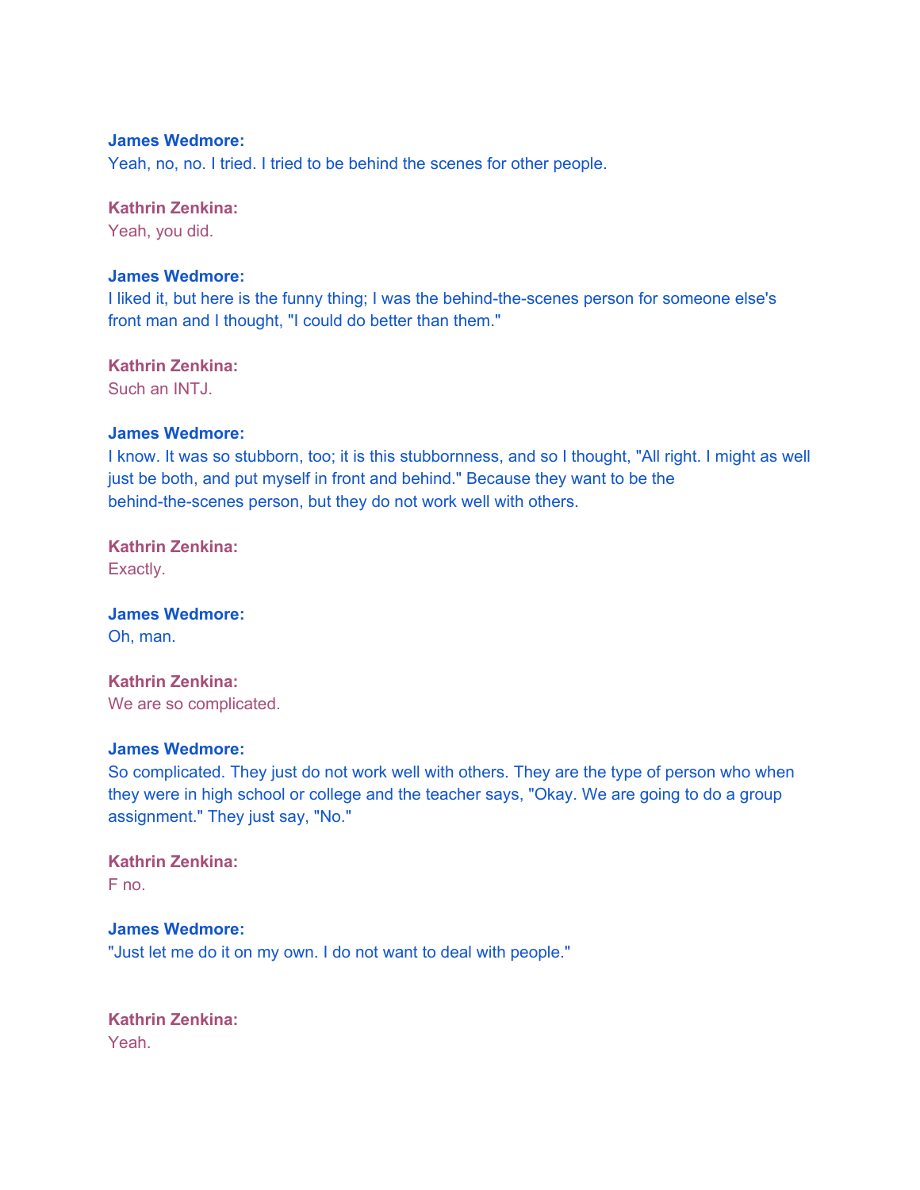**James Wedmore:**
Yeah, no, no. I tried. I tried to be behind the scenes for other people.

**Kathrin Zenkina:**
Yeah, you did.

**James Wedmore:**
I liked it, but here is the funny thing; I was the behind-the-scenes person for someone else's front man and I thought, "I could do better than them."

**Kathrin Zenkina:**
Such an INTJ.

**James Wedmore:**
I know. It was so stubborn, too; it is this stubbornness, and so I thought, "All right. I might as well just be both, and put myself in front and behind." Because they want to be the behind-the-scenes person, but they do not work well with others.

**Kathrin Zenkina:**
Exactly.

**James Wedmore:**
Oh, man.

**Kathrin Zenkina:**
We are so complicated.

**James Wedmore:**
So complicated. They just do not work well with others. They are the type of person who when they were in high school or college and the teacher says, "Okay. We are going to do a group assignment." They just say, "No."

**Kathrin Zenkina:**
F no.

**James Wedmore:**
"Just let me do it on my own. I do not want to deal with people."

**Kathrin Zenkina:**
Yeah.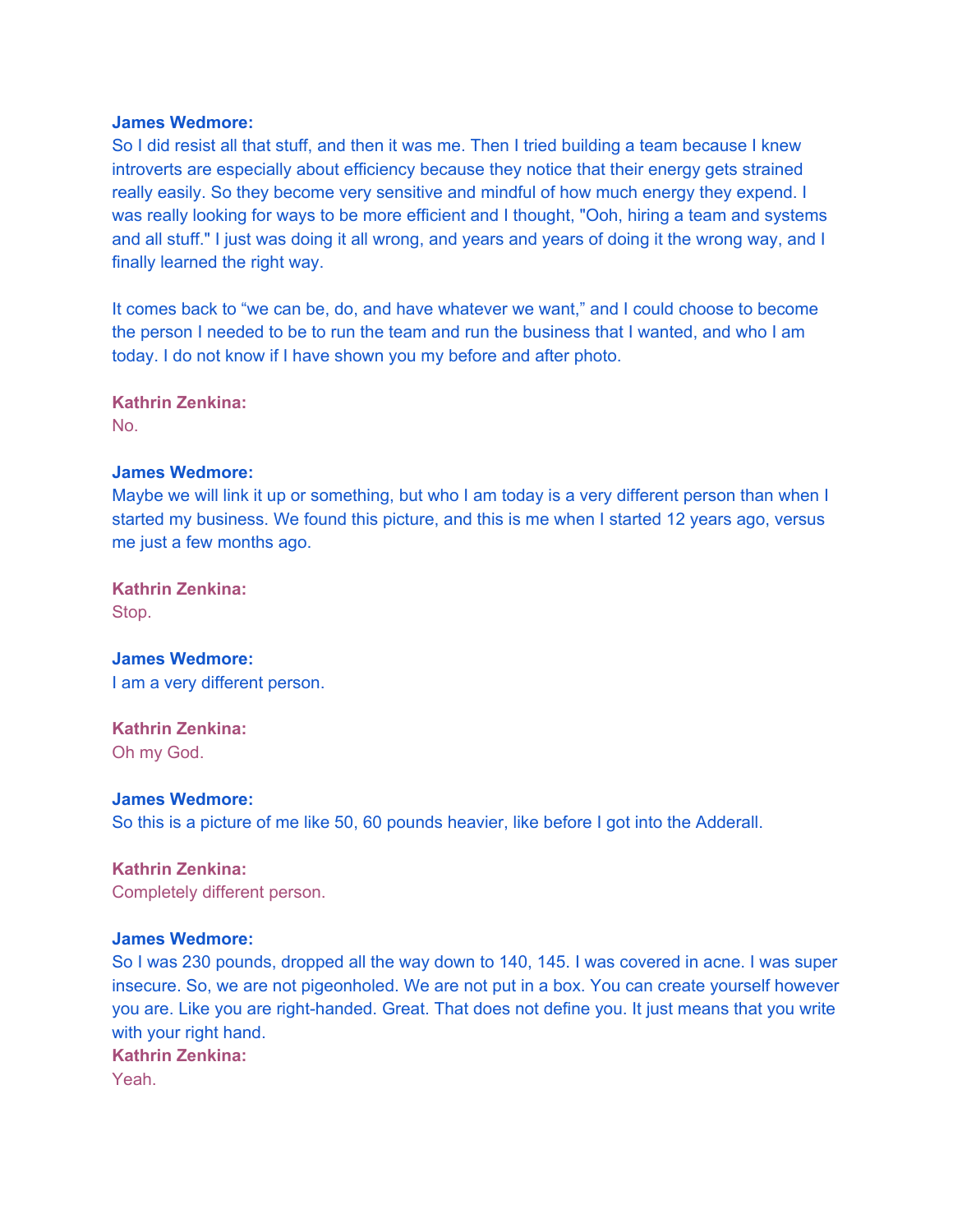**James Wedmore:**
So I did resist all that stuff, and then it was me. Then I tried building a team because I knew introverts are especially about efficiency because they notice that their energy gets strained really easily. So they become very sensitive and mindful of how much energy they expend. I was really looking for ways to be more efficient and I thought, "Ooh, hiring a team and systems and all stuff." I just was doing it all wrong, and years and years of doing it the wrong way, and I finally learned the right way.

It comes back to "we can be, do, and have whatever we want," and I could choose to become the person I needed to be to run the team and run the business that I wanted, and who I am today. I do not know if I have shown you my before and after photo.

**Kathrin Zenkina:**
No.

**James Wedmore:**
Maybe we will link it up or something, but who I am today is a very different person than when I started my business. We found this picture, and this is me when I started 12 years ago, versus me just a few months ago.

**Kathrin Zenkina:**
Stop.

**James Wedmore:**
I am a very different person.

**Kathrin Zenkina:**
Oh my God.

**James Wedmore:**
So this is a picture of me like 50, 60 pounds heavier, like before I got into the Adderall.

**Kathrin Zenkina:**
Completely different person.

**James Wedmore:**
So I was 230 pounds, dropped all the way down to 140, 145. I was covered in acne. I was super insecure. So, we are not pigeonholed. We are not put in a box. You can create yourself however you are. Like you are right-handed. Great. That does not define you. It just means that you write with your right hand.

**Kathrin Zenkina:**
Yeah.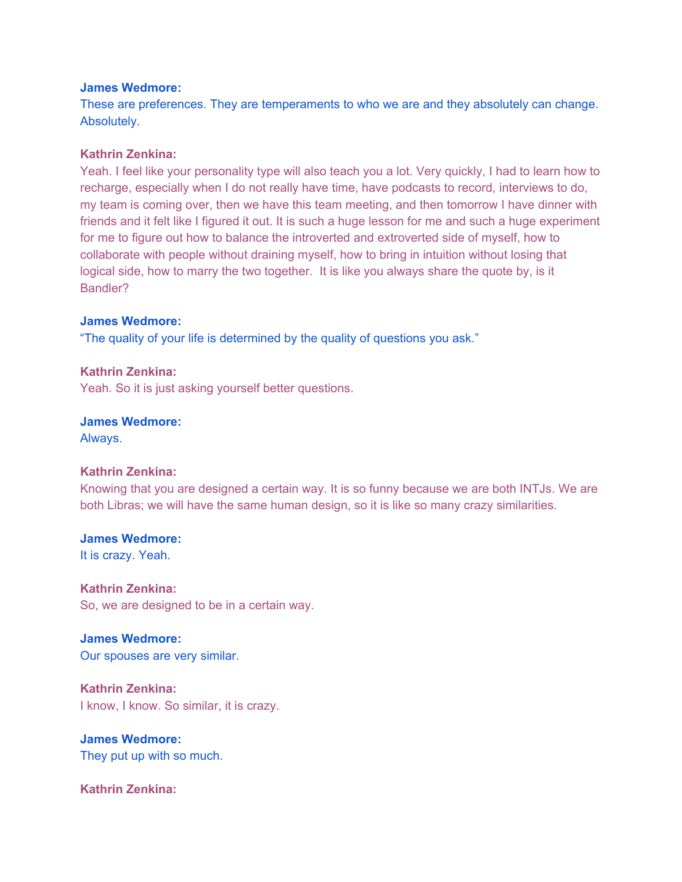**James Wedmore:**
These are preferences. They are temperaments to who we are and they absolutely can change. Absolutely.

**Kathrin Zenkina:**
Yeah. I feel like your personality type will also teach you a lot. Very quickly, I had to learn how to recharge, especially when I do not really have time, have podcasts to record, interviews to do, my team is coming over, then we have this team meeting, and then tomorrow I have dinner with friends and it felt like I figured it out. It is such a huge lesson for me and such a huge experiment for me to figure out how to balance the introverted and extroverted side of myself, how to collaborate with people without draining myself, how to bring in intuition without losing that logical side, how to marry the two together.  It is like you always share the quote by, is it Bandler?

**James Wedmore:**
"The quality of your life is determined by the quality of questions you ask."

**Kathrin Zenkina:**
Yeah. So it is just asking yourself better questions.

**James Wedmore:**
Always.

**Kathrin Zenkina:**
Knowing that you are designed a certain way. It is so funny because we are both INTJs. We are both Libras; we will have the same human design, so it is like so many crazy similarities.

**James Wedmore:**
It is crazy. Yeah.

**Kathrin Zenkina:**
So, we are designed to be in a certain way.

**James Wedmore:**
Our spouses are very similar.

**Kathrin Zenkina:**
I know, I know. So similar, it is crazy.

**James Wedmore:**
They put up with so much.

**Kathrin Zenkina:**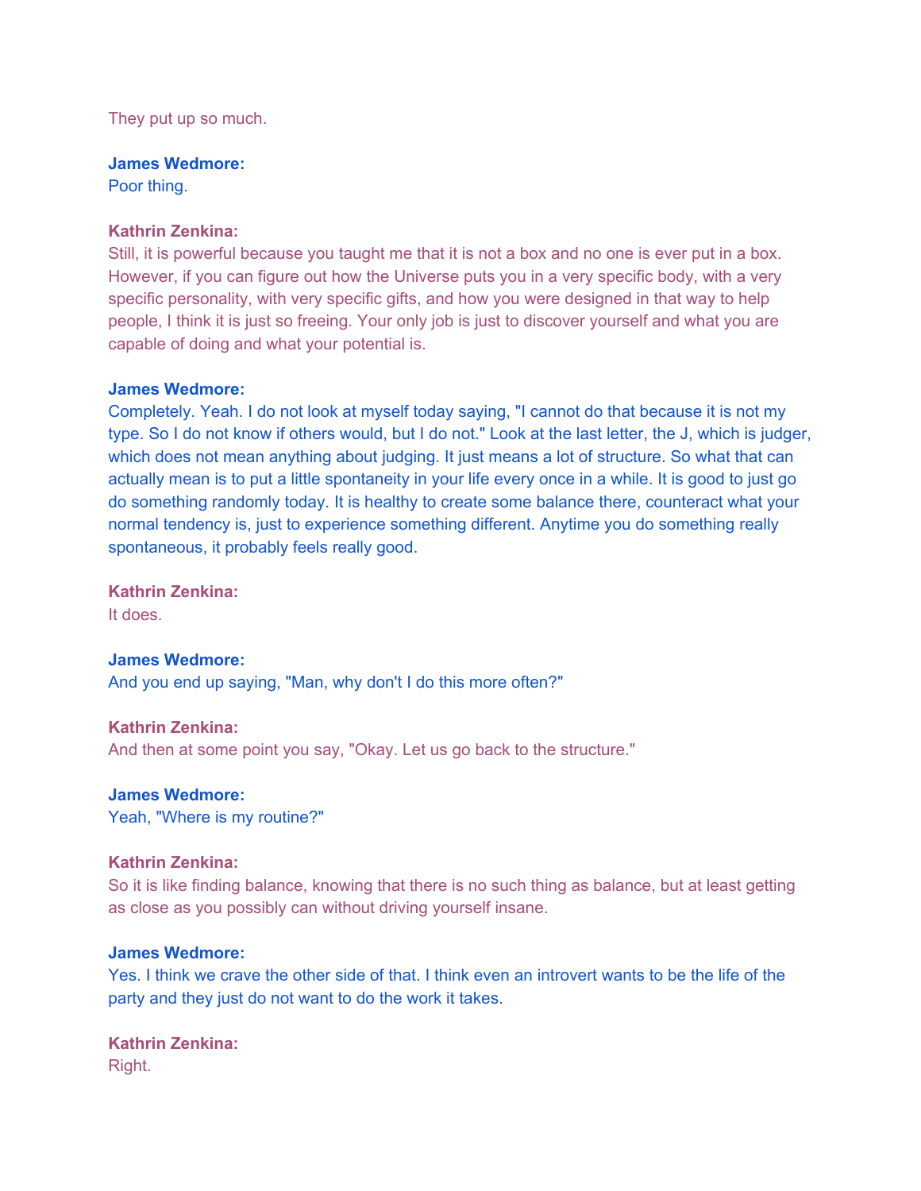They put up so much.

**James Wedmore:**
Poor thing.

**Kathrin Zenkina:**
Still, it is powerful because you taught me that it is not a box and no one is ever put in a box. However, if you can figure out how the Universe puts you in a very specific body, with a very specific personality, with very specific gifts, and how you were designed in that way to help people, I think it is just so freeing. Your only job is just to discover yourself and what you are capable of doing and what your potential is.

**James Wedmore:**
Completely. Yeah. I do not look at myself today saying, "I cannot do that because it is not my type. So I do not know if others would, but I do not." Look at the last letter, the J, which is judger, which does not mean anything about judging. It just means a lot of structure. So what that can actually mean is to put a little spontaneity in your life every once in a while. It is good to just go do something randomly today. It is healthy to create some balance there, counteract what your normal tendency is, just to experience something different. Anytime you do something really spontaneous, it probably feels really good.

**Kathrin Zenkina:**
It does.

**James Wedmore:**
And you end up saying, "Man, why don't I do this more often?"

**Kathrin Zenkina:**
And then at some point you say, "Okay. Let us go back to the structure."

**James Wedmore:**
Yeah, "Where is my routine?"

**Kathrin Zenkina:**
So it is like finding balance, knowing that there is no such thing as balance, but at least getting as close as you possibly can without driving yourself insane.

**James Wedmore:**
Yes. I think we crave the other side of that. I think even an introvert wants to be the life of the party and they just do not want to do the work it takes.

**Kathrin Zenkina:**
Right.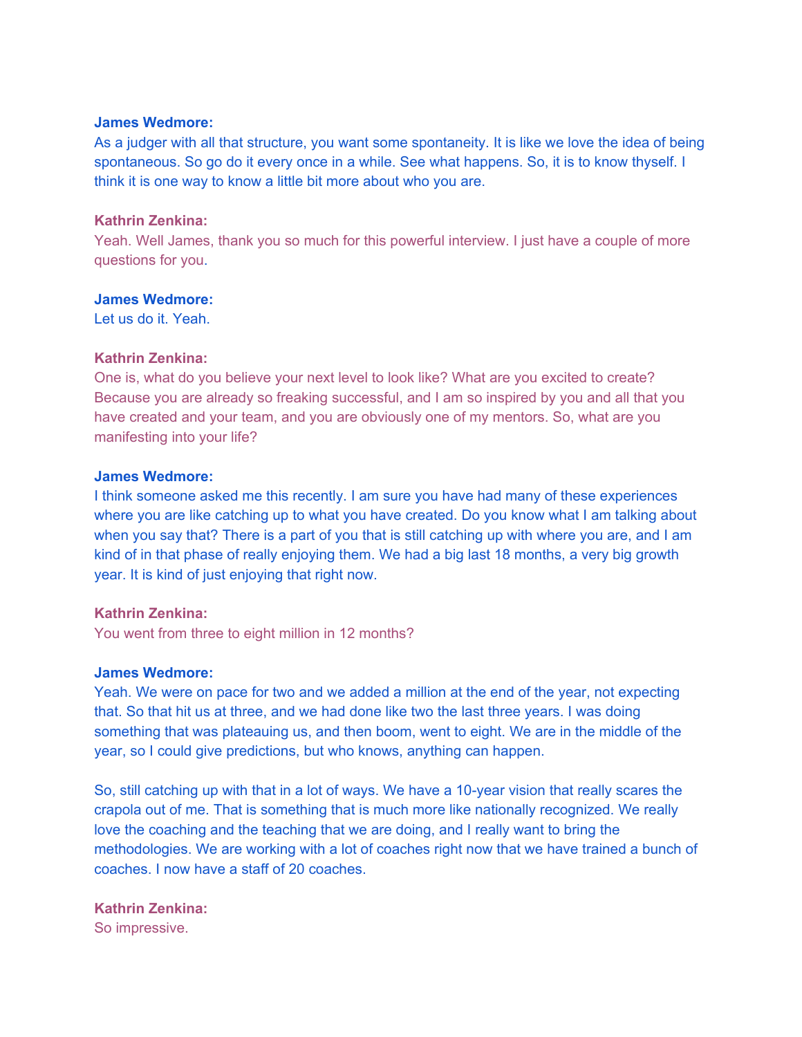**James Wedmore:**
As a judger with all that structure, you want some spontaneity. It is like we love the idea of being spontaneous. So go do it every once in a while. See what happens. So, it is to know thyself. I think it is one way to know a little bit more about who you are.

**Kathrin Zenkina:**
Yeah. Well James, thank you so much for this powerful interview. I just have a couple of more questions for you.

**James Wedmore:**
Let us do it. Yeah.

**Kathrin Zenkina:**
One is, what do you believe your next level to look like? What are you excited to create? Because you are already so freaking successful, and I am so inspired by you and all that you have created and your team, and you are obviously one of my mentors. So, what are you manifesting into your life?

**James Wedmore:**
I think someone asked me this recently. I am sure you have had many of these experiences where you are like catching up to what you have created. Do you know what I am talking about when you say that? There is a part of you that is still catching up with where you are, and I am kind of in that phase of really enjoying them. We had a big last 18 months, a very big growth year. It is kind of just enjoying that right now.

**Kathrin Zenkina:**
You went from three to eight million in 12 months?

**James Wedmore:**
Yeah. We were on pace for two and we added a million at the end of the year, not expecting that. So that hit us at three, and we had done like two the last three years. I was doing something that was plateauing us, and then boom, went to eight. We are in the middle of the year, so I could give predictions, but who knows, anything can happen.

So, still catching up with that in a lot of ways. We have a 10-year vision that really scares the crapola out of me. That is something that is much more like nationally recognized. We really love the coaching and the teaching that we are doing, and I really want to bring the methodologies. We are working with a lot of coaches right now that we have trained a bunch of coaches. I now have a staff of 20 coaches.

**Kathrin Zenkina:**
So impressive.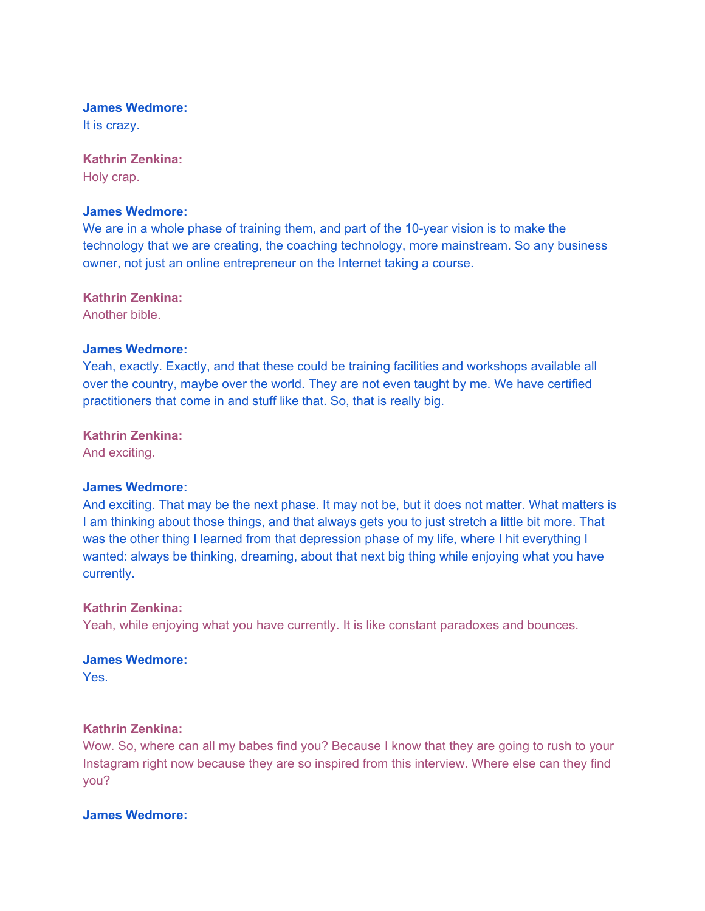**James Wedmore:**
It is crazy.

**Kathrin Zenkina:**
Holy crap.

**James Wedmore:**
We are in a whole phase of training them, and part of the 10-year vision is to make the technology that we are creating, the coaching technology, more mainstream. So any business owner, not just an online entrepreneur on the Internet taking a course.

**Kathrin Zenkina:**
Another bible.

**James Wedmore:**
Yeah, exactly. Exactly, and that these could be training facilities and workshops available all over the country, maybe over the world. They are not even taught by me. We have certified practitioners that come in and stuff like that. So, that is really big.

**Kathrin Zenkina:**
And exciting.

**James Wedmore:**
And exciting. That may be the next phase. It may not be, but it does not matter. What matters is I am thinking about those things, and that always gets you to just stretch a little bit more. That was the other thing I learned from that depression phase of my life, where I hit everything I wanted: always be thinking, dreaming, about that next big thing while enjoying what you have currently.

**Kathrin Zenkina:**
Yeah, while enjoying what you have currently. It is like constant paradoxes and bounces.

**James Wedmore:**
Yes.

**Kathrin Zenkina:**
Wow. So, where can all my babes find you? Because I know that they are going to rush to your Instagram right now because they are so inspired from this interview. Where else can they find you?

**James Wedmore:**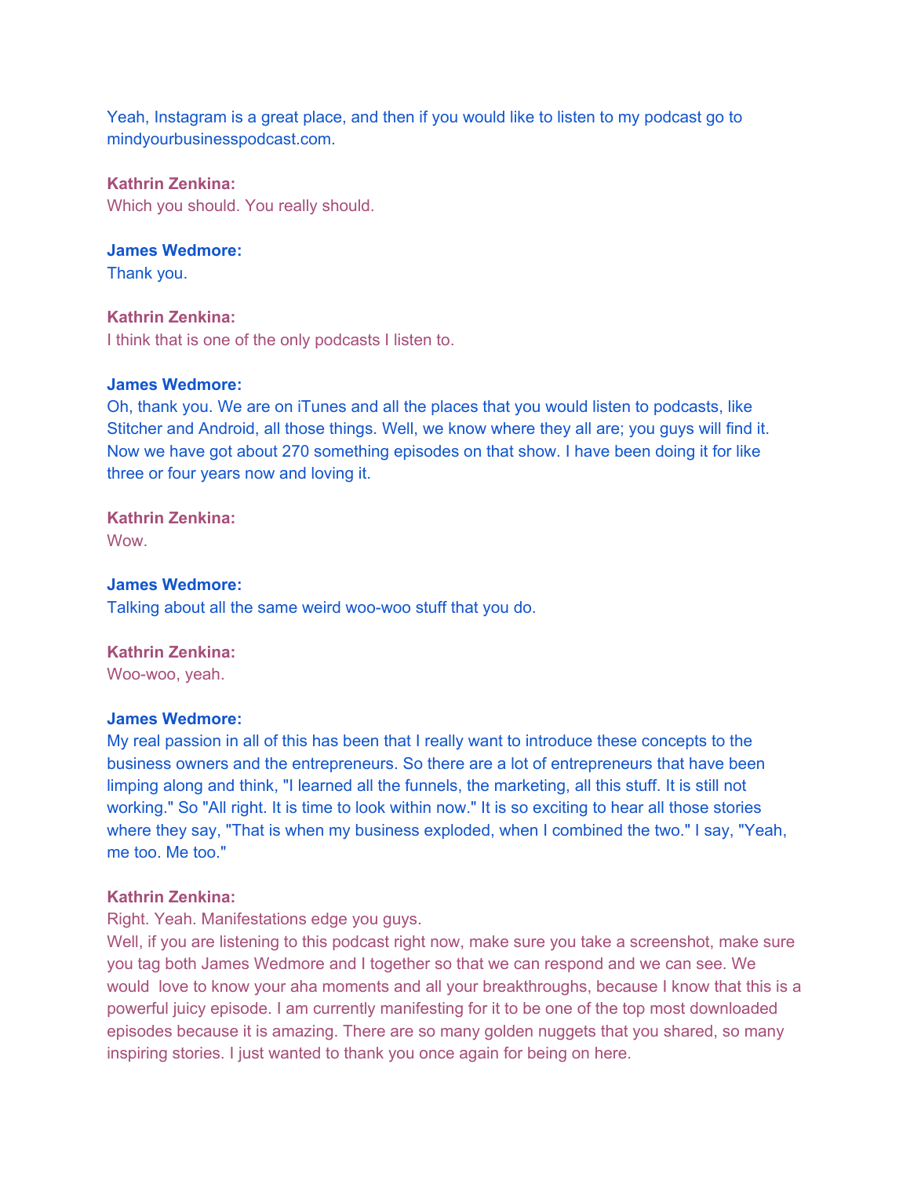Yeah, Instagram is a great place, and then if you would like to listen to my podcast go to mindyourbusinesspodcast.com.

**Kathrin Zenkina:**
Which you should. You really should.

**James Wedmore:**
Thank you.

**Kathrin Zenkina:**
I think that is one of the only podcasts I listen to.

**James Wedmore:**
Oh, thank you. We are on iTunes and all the places that you would listen to podcasts, like Stitcher and Android, all those things. Well, we know where they all are; you guys will find it. Now we have got about 270 something episodes on that show. I have been doing it for like three or four years now and loving it.

**Kathrin Zenkina:**
Wow.

**James Wedmore:**
Talking about all the same weird woo-woo stuff that you do.

**Kathrin Zenkina:**
Woo-woo, yeah.

**James Wedmore:**
My real passion in all of this has been that I really want to introduce these concepts to the business owners and the entrepreneurs. So there are a lot of entrepreneurs that have been limping along and think, "I learned all the funnels, the marketing, all this stuff. It is still not working." So "All right. It is time to look within now." It is so exciting to hear all those stories where they say, "That is when my business exploded, when I combined the two." I say, "Yeah, me too. Me too."

**Kathrin Zenkina:**
Right. Yeah. Manifestations edge you guys.
Well, if you are listening to this podcast right now, make sure you take a screenshot, make sure you tag both James Wedmore and I together so that we can respond and we can see. We would love to know your aha moments and all your breakthroughs, because I know that this is a powerful juicy episode. I am currently manifesting for it to be one of the top most downloaded episodes because it is amazing. There are so many golden nuggets that you shared, so many inspiring stories. I just wanted to thank you once again for being on here.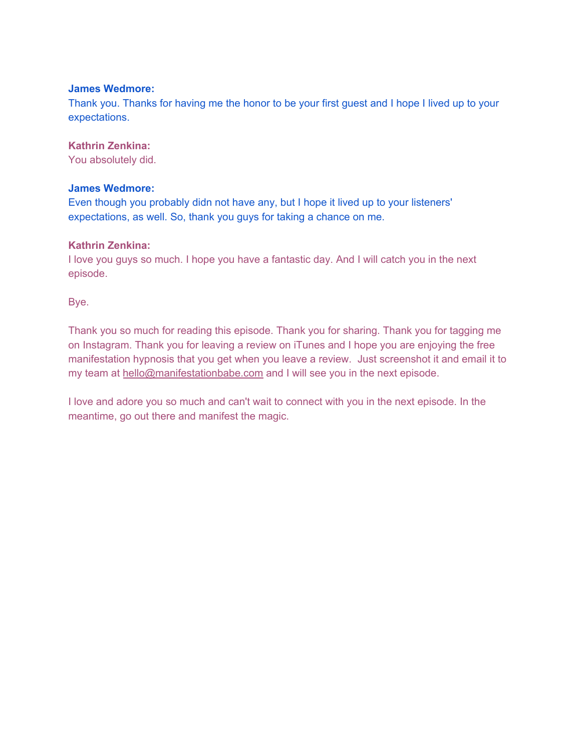**James Wedmore:**
Thank you. Thanks for having me the honor to be your first guest and I hope I lived up to your expectations.

**Kathrin Zenkina:**
You absolutely did.

**James Wedmore:**
Even though you probably didn not have any, but I hope it lived up to your listeners' expectations, as well. So, thank you guys for taking a chance on me.

**Kathrin Zenkina:**
I love you guys so much. I hope you have a fantastic day. And I will catch you in the next episode.

Bye.

Thank you so much for reading this episode. Thank you for sharing. Thank you for tagging me on Instagram. Thank you for leaving a review on iTunes and I hope you are enjoying the free manifestation hypnosis that you get when you leave a review. Just screenshot it and email it to my team at hello@manifestationbabe.com and I will see you in the next episode.

I love and adore you so much and can't wait to connect with you in the next episode. In the meantime, go out there and manifest the magic.